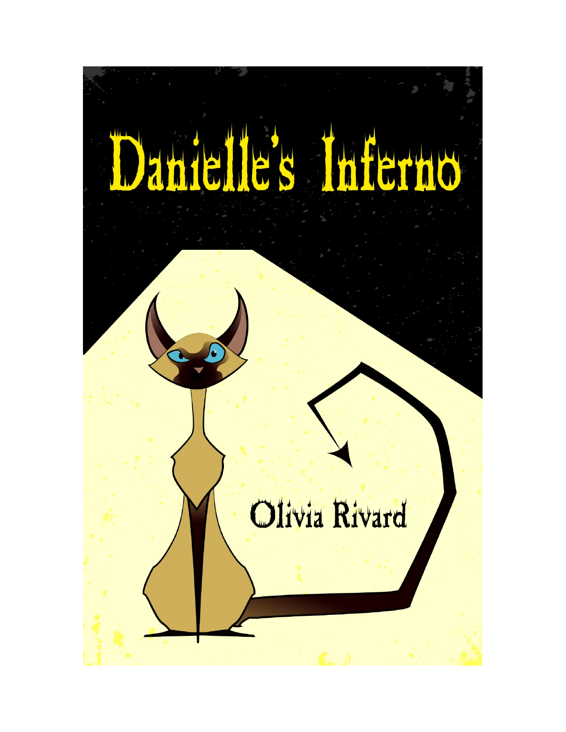# Danielle's Inferno

Olivia Rivard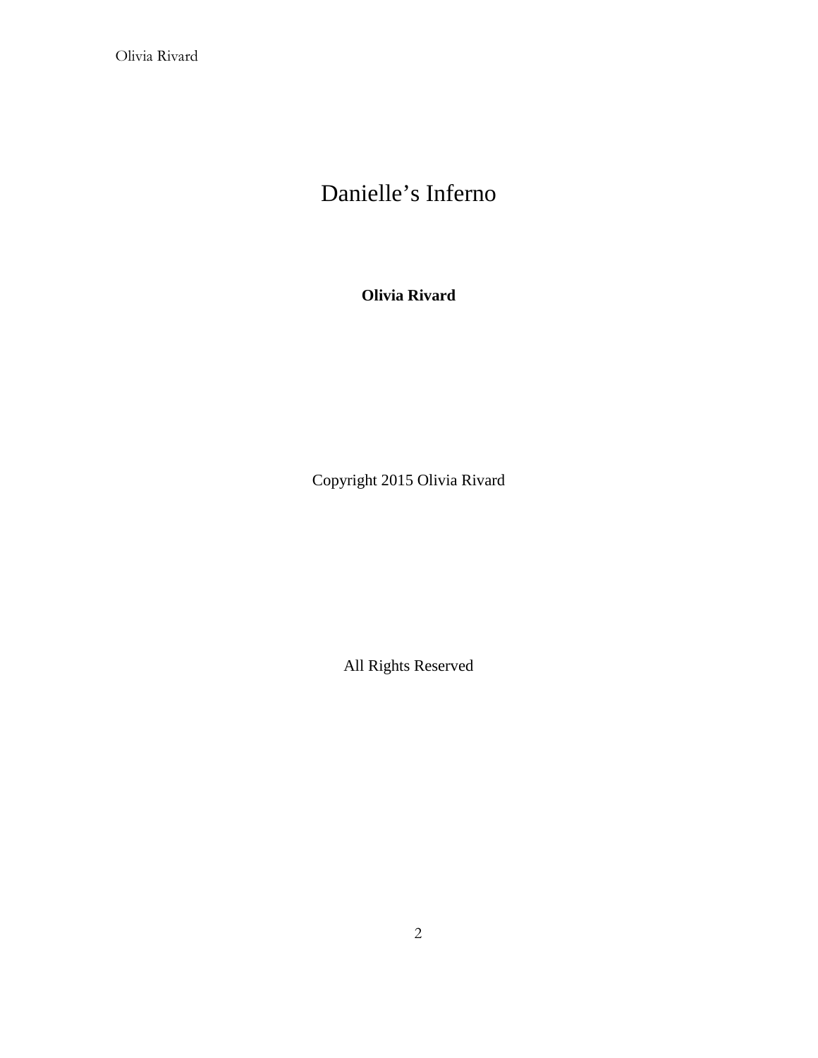# Danielle's Inferno

**Olivia Rivard**

Copyright 2015 Olivia Rivard

All Rights Reserved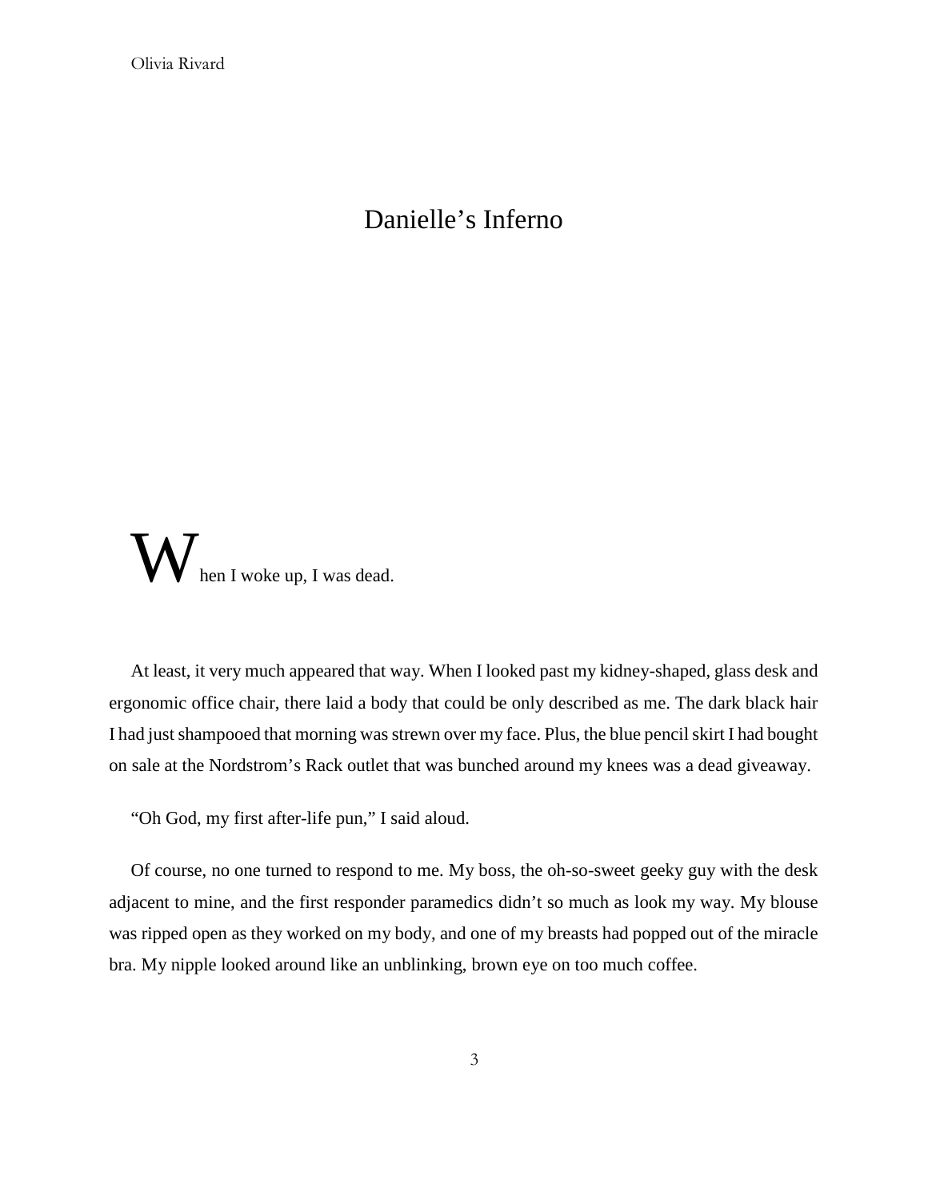# Danielle's Inferno

When I woke up, I was dead.

At least, it very much appeared that way. When I looked past my kidney-shaped, glass desk and ergonomic office chair, there laid a body that could be only described as me. The dark black hair I had just shampooed that morning was strewn over my face. Plus, the blue pencil skirt I had bought on sale at the Nordstrom's Rack outlet that was bunched around my knees was a dead giveaway.

"Oh God, my first after-life pun," I said aloud.

Of course, no one turned to respond to me. My boss, the oh-so-sweet geeky guy with the desk adjacent to mine, and the first responder paramedics didn't so much as look my way. My blouse was ripped open as they worked on my body, and one of my breasts had popped out of the miracle bra. My nipple looked around like an unblinking, brown eye on too much coffee.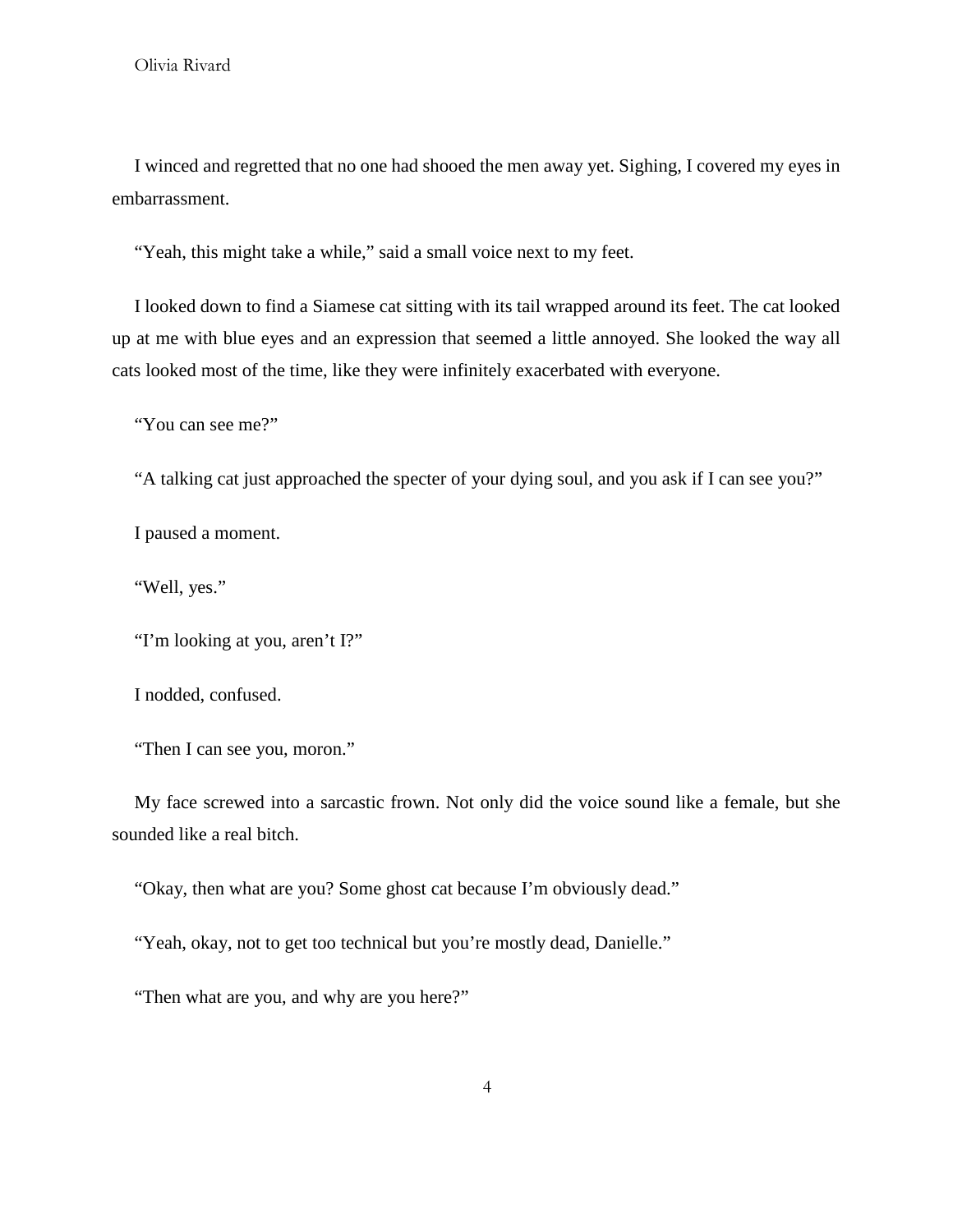I winced and regretted that no one had shooed the men away yet. Sighing, I covered my eyes in embarrassment.

"Yeah, this might take a while," said a small voice next to my feet.

I looked down to find a Siamese cat sitting with its tail wrapped around its feet. The cat looked up at me with blue eyes and an expression that seemed a little annoyed. She looked the way all cats looked most of the time, like they were infinitely exacerbated with everyone.

"You can see me?"

"A talking cat just approached the specter of your dying soul, and you ask if I can see you?"

I paused a moment.

"Well, yes."

"I'm looking at you, aren't I?"

I nodded, confused.

"Then I can see you, moron."

My face screwed into a sarcastic frown. Not only did the voice sound like a female, but she sounded like a real bitch.

"Okay, then what are you? Some ghost cat because I'm obviously dead."

"Yeah, okay, not to get too technical but you're mostly dead, Danielle."

"Then what are you, and why are you here?"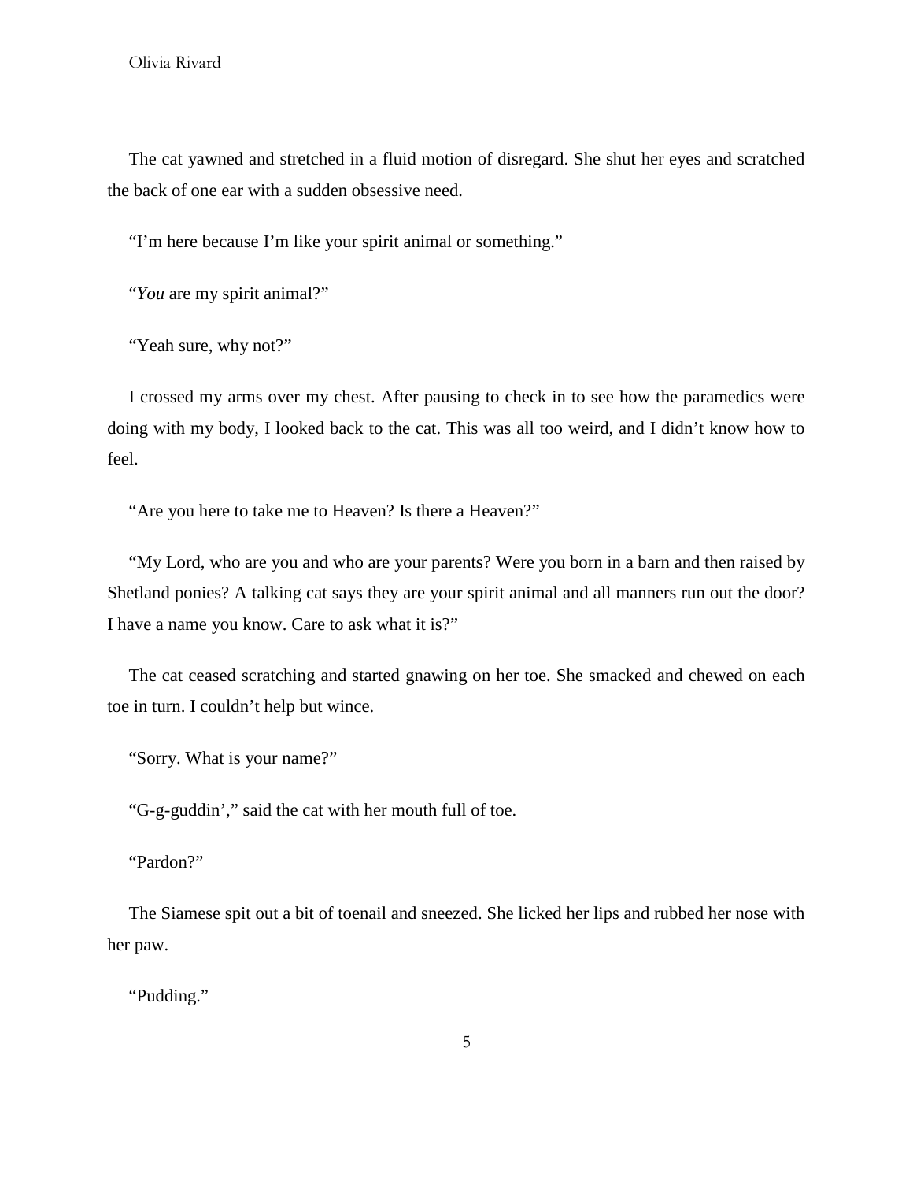The cat yawned and stretched in a fluid motion of disregard. She shut her eyes and scratched the back of one ear with a sudden obsessive need.

"I'm here because I'm like your spirit animal or something."

"*You* are my spirit animal?"

"Yeah sure, why not?"

I crossed my arms over my chest. After pausing to check in to see how the paramedics were doing with my body, I looked back to the cat. This was all too weird, and I didn't know how to feel.

"Are you here to take me to Heaven? Is there a Heaven?"

"My Lord, who are you and who are your parents? Were you born in a barn and then raised by Shetland ponies? A talking cat says they are your spirit animal and all manners run out the door? I have a name you know. Care to ask what it is?"

The cat ceased scratching and started gnawing on her toe. She smacked and chewed on each toe in turn. I couldn't help but wince.

"Sorry. What is your name?"

"G-g-guddin'," said the cat with her mouth full of toe.

"Pardon?"

The Siamese spit out a bit of toenail and sneezed. She licked her lips and rubbed her nose with her paw.

"Pudding."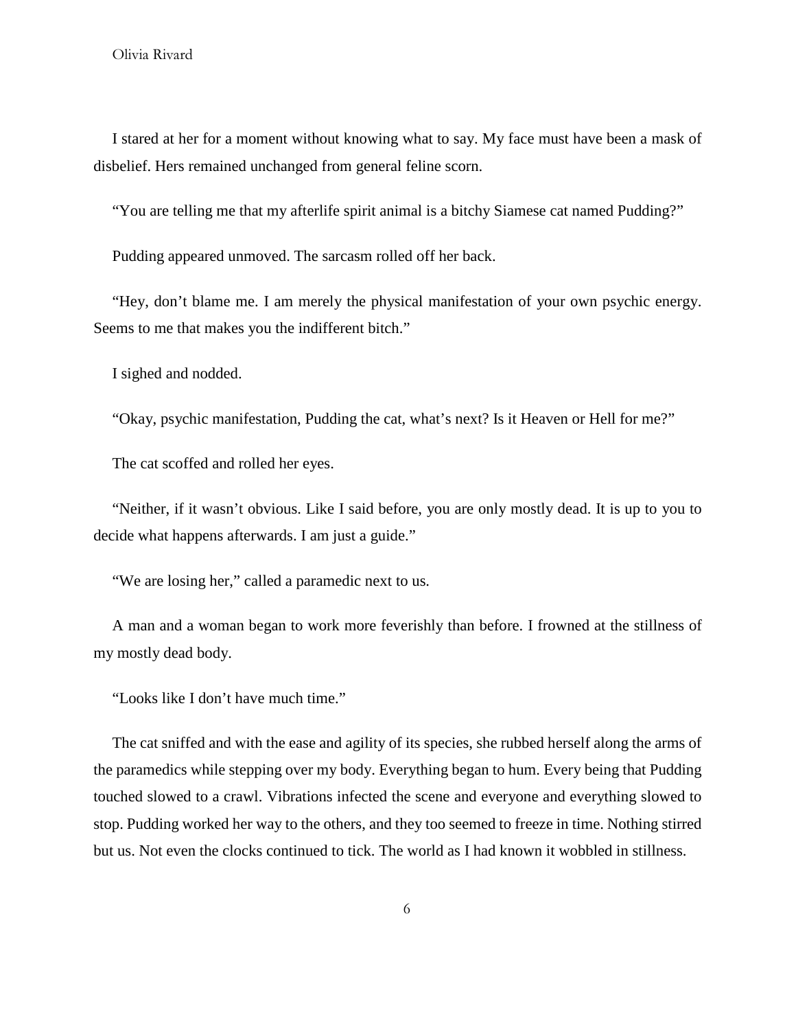I stared at her for a moment without knowing what to say. My face must have been a mask of disbelief. Hers remained unchanged from general feline scorn.

"You are telling me that my afterlife spirit animal is a bitchy Siamese cat named Pudding?"

Pudding appeared unmoved. The sarcasm rolled off her back.

"Hey, don't blame me. I am merely the physical manifestation of your own psychic energy. Seems to me that makes you the indifferent bitch."

I sighed and nodded.

"Okay, psychic manifestation, Pudding the cat, what's next? Is it Heaven or Hell for me?"

The cat scoffed and rolled her eyes.

"Neither, if it wasn't obvious. Like I said before, you are only mostly dead. It is up to you to decide what happens afterwards. I am just a guide."

"We are losing her," called a paramedic next to us.

A man and a woman began to work more feverishly than before. I frowned at the stillness of my mostly dead body.

"Looks like I don't have much time."

The cat sniffed and with the ease and agility of its species, she rubbed herself along the arms of the paramedics while stepping over my body. Everything began to hum. Every being that Pudding touched slowed to a crawl. Vibrations infected the scene and everyone and everything slowed to stop. Pudding worked her way to the others, and they too seemed to freeze in time. Nothing stirred but us. Not even the clocks continued to tick. The world as I had known it wobbled in stillness.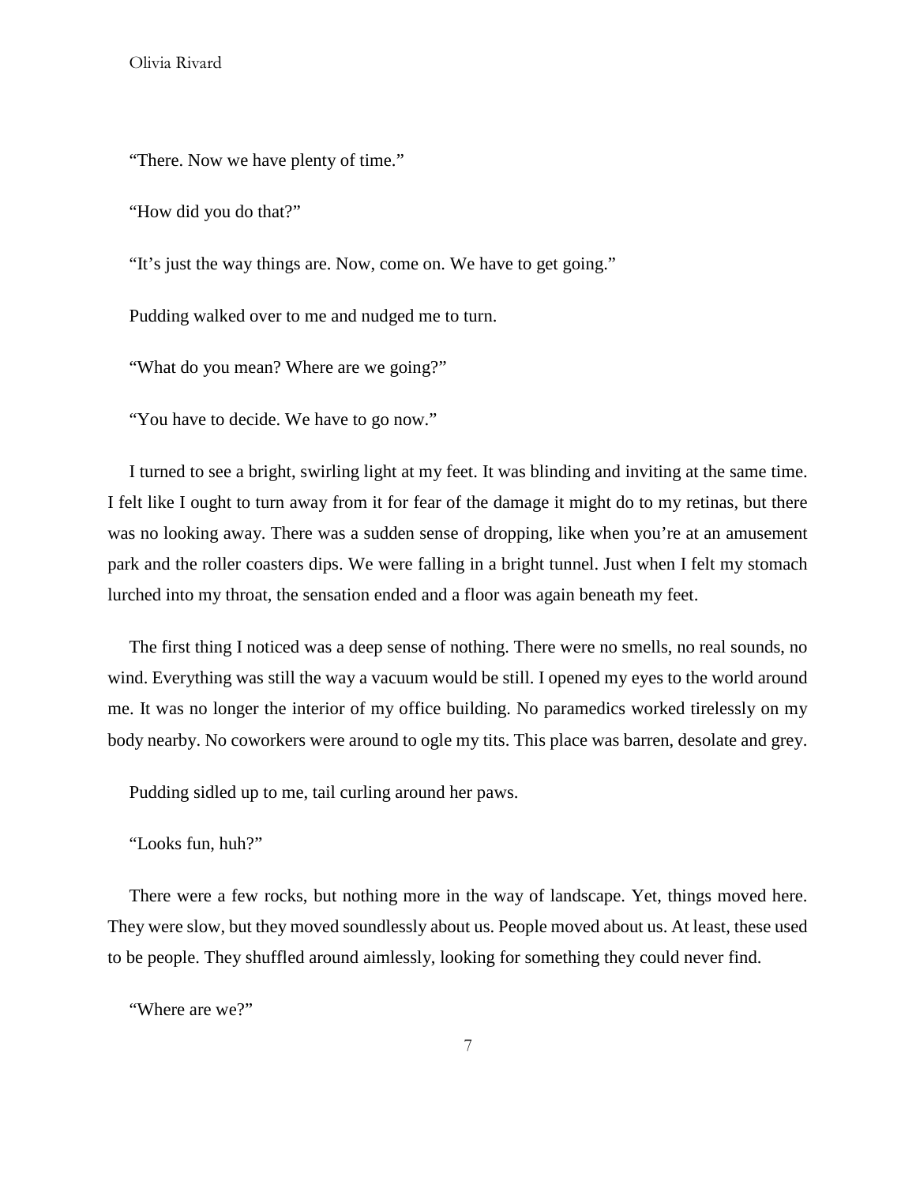"There. Now we have plenty of time."

"How did you do that?"

"It's just the way things are. Now, come on. We have to get going."

Pudding walked over to me and nudged me to turn.

"What do you mean? Where are we going?"

"You have to decide. We have to go now."

I turned to see a bright, swirling light at my feet. It was blinding and inviting at the same time. I felt like I ought to turn away from it for fear of the damage it might do to my retinas, but there was no looking away. There was a sudden sense of dropping, like when you're at an amusement park and the roller coasters dips. We were falling in a bright tunnel. Just when I felt my stomach lurched into my throat, the sensation ended and a floor was again beneath my feet.

The first thing I noticed was a deep sense of nothing. There were no smells, no real sounds, no wind. Everything was still the way a vacuum would be still. I opened my eyes to the world around me. It was no longer the interior of my office building. No paramedics worked tirelessly on my body nearby. No coworkers were around to ogle my tits. This place was barren, desolate and grey.

Pudding sidled up to me, tail curling around her paws.

"Looks fun, huh?"

There were a few rocks, but nothing more in the way of landscape. Yet, things moved here. They were slow, but they moved soundlessly about us. People moved about us. At least, these used to be people. They shuffled around aimlessly, looking for something they could never find.

"Where are we?"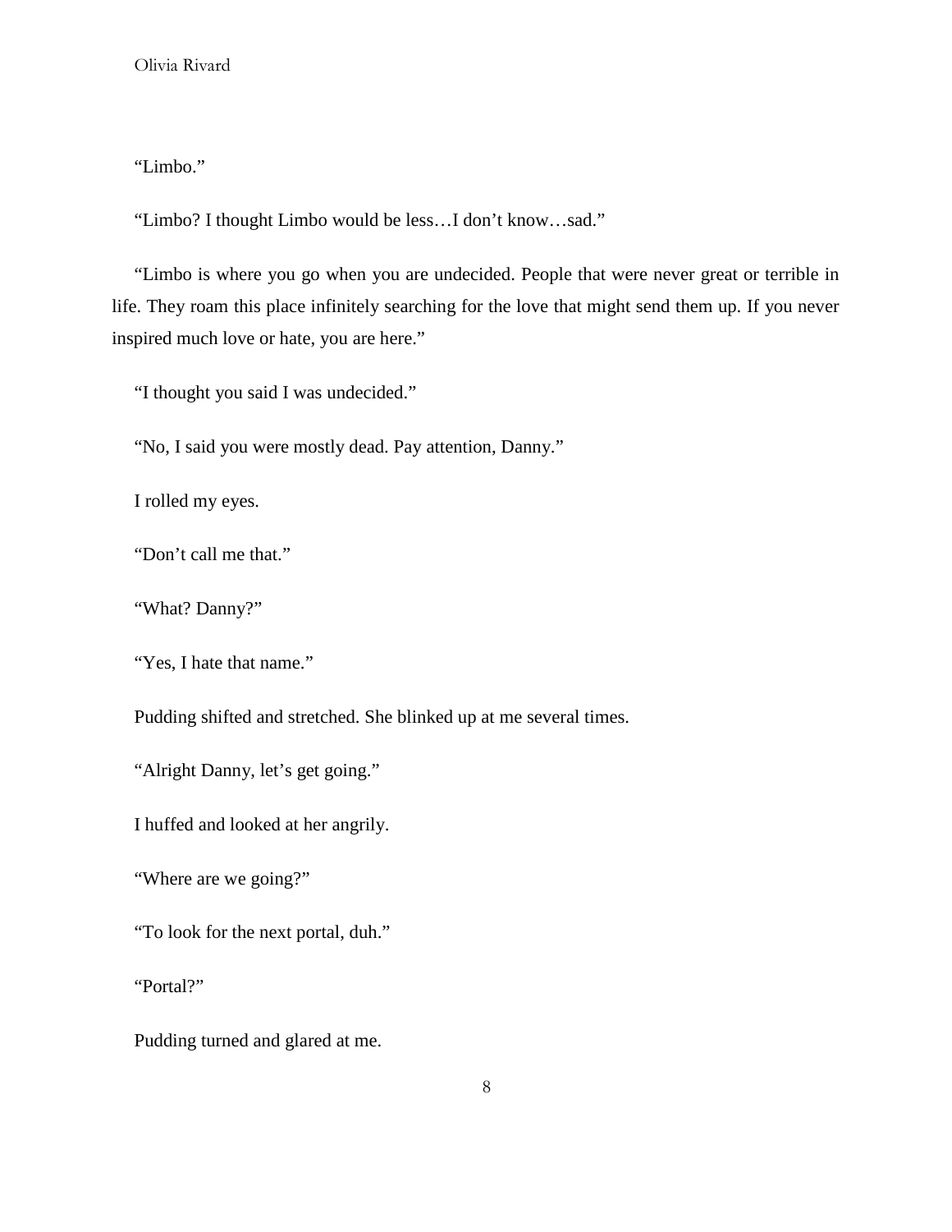"Limbo."

"Limbo? I thought Limbo would be less…I don't know…sad."

"Limbo is where you go when you are undecided. People that were never great or terrible in life. They roam this place infinitely searching for the love that might send them up. If you never inspired much love or hate, you are here."

"I thought you said I was undecided."

"No, I said you were mostly dead. Pay attention, Danny."

I rolled my eyes.

"Don't call me that."

"What? Danny?"

"Yes, I hate that name."

Pudding shifted and stretched. She blinked up at me several times.

"Alright Danny, let's get going."

I huffed and looked at her angrily.

"Where are we going?"

"To look for the next portal, duh."

"Portal?"

Pudding turned and glared at me.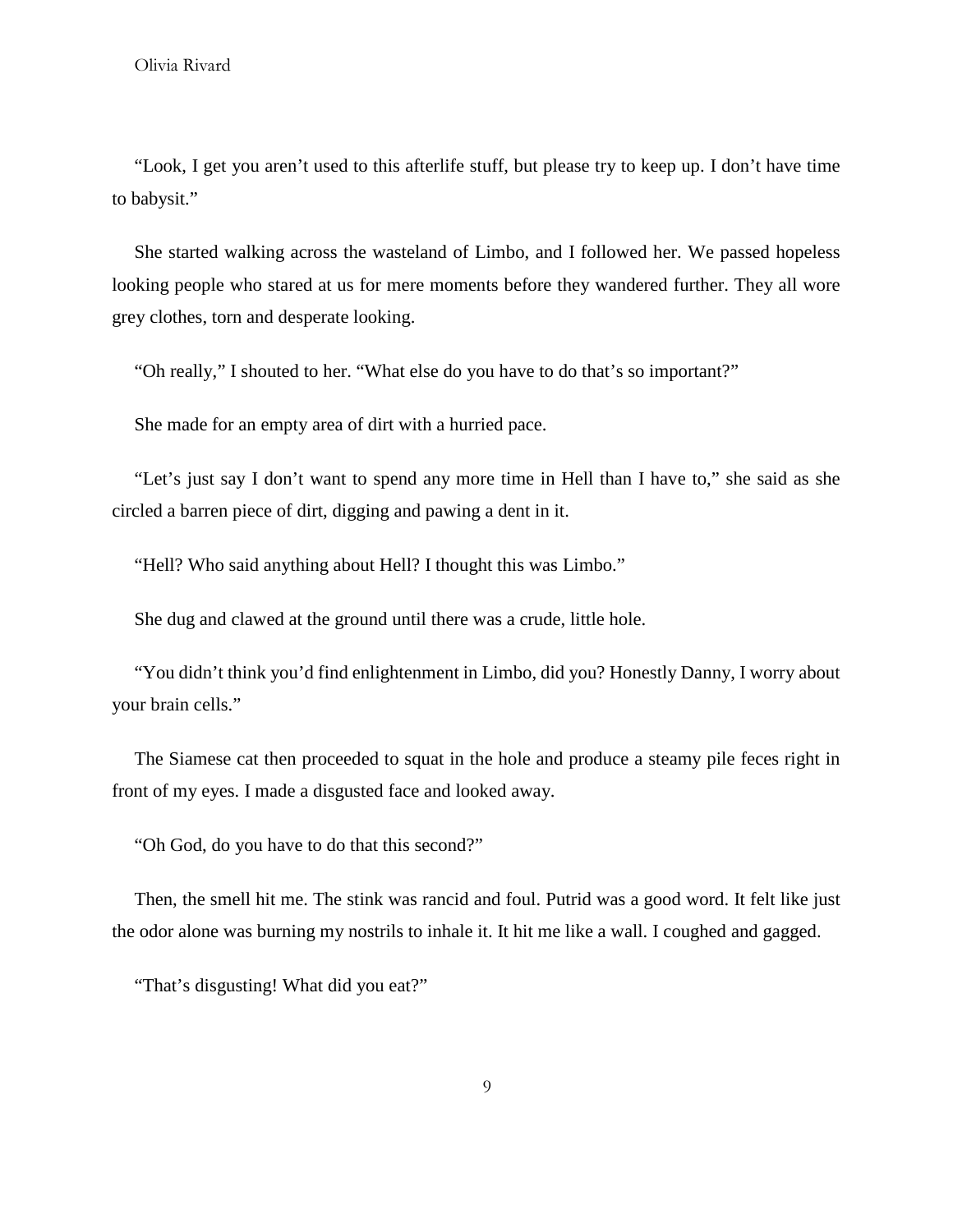"Look, I get you aren't used to this afterlife stuff, but please try to keep up. I don't have time to babysit."

She started walking across the wasteland of Limbo, and I followed her. We passed hopeless looking people who stared at us for mere moments before they wandered further. They all wore grey clothes, torn and desperate looking.

"Oh really," I shouted to her. "What else do you have to do that's so important?"

She made for an empty area of dirt with a hurried pace.

"Let's just say I don't want to spend any more time in Hell than I have to," she said as she circled a barren piece of dirt, digging and pawing a dent in it.

"Hell? Who said anything about Hell? I thought this was Limbo."

She dug and clawed at the ground until there was a crude, little hole.

"You didn't think you'd find enlightenment in Limbo, did you? Honestly Danny, I worry about your brain cells."

The Siamese cat then proceeded to squat in the hole and produce a steamy pile feces right in front of my eyes. I made a disgusted face and looked away.

"Oh God, do you have to do that this second?"

Then, the smell hit me. The stink was rancid and foul. Putrid was a good word. It felt like just the odor alone was burning my nostrils to inhale it. It hit me like a wall. I coughed and gagged.

"That's disgusting! What did you eat?"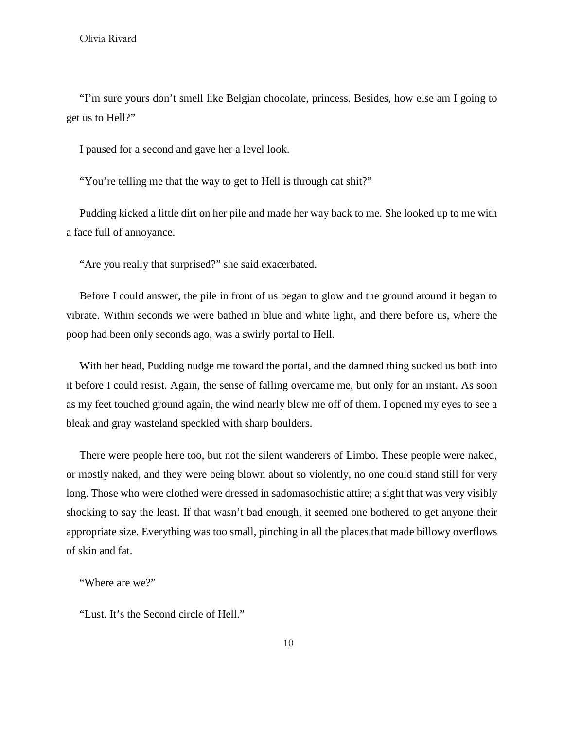"I'm sure yours don't smell like Belgian chocolate, princess. Besides, how else am I going to get us to Hell?"

I paused for a second and gave her a level look.

"You're telling me that the way to get to Hell is through cat shit?"

Pudding kicked a little dirt on her pile and made her way back to me. She looked up to me with a face full of annoyance.

"Are you really that surprised?" she said exacerbated.

Before I could answer, the pile in front of us began to glow and the ground around it began to vibrate. Within seconds we were bathed in blue and white light, and there before us, where the poop had been only seconds ago, was a swirly portal to Hell.

With her head, Pudding nudge me toward the portal, and the damned thing sucked us both into it before I could resist. Again, the sense of falling overcame me, but only for an instant. As soon as my feet touched ground again, the wind nearly blew me off of them. I opened my eyes to see a bleak and gray wasteland speckled with sharp boulders.

There were people here too, but not the silent wanderers of Limbo. These people were naked, or mostly naked, and they were being blown about so violently, no one could stand still for very long. Those who were clothed were dressed in sadomasochistic attire; a sight that was very visibly shocking to say the least. If that wasn't bad enough, it seemed one bothered to get anyone their appropriate size. Everything was too small, pinching in all the places that made billowy overflows of skin and fat.

"Where are we?"

"Lust. It's the Second circle of Hell."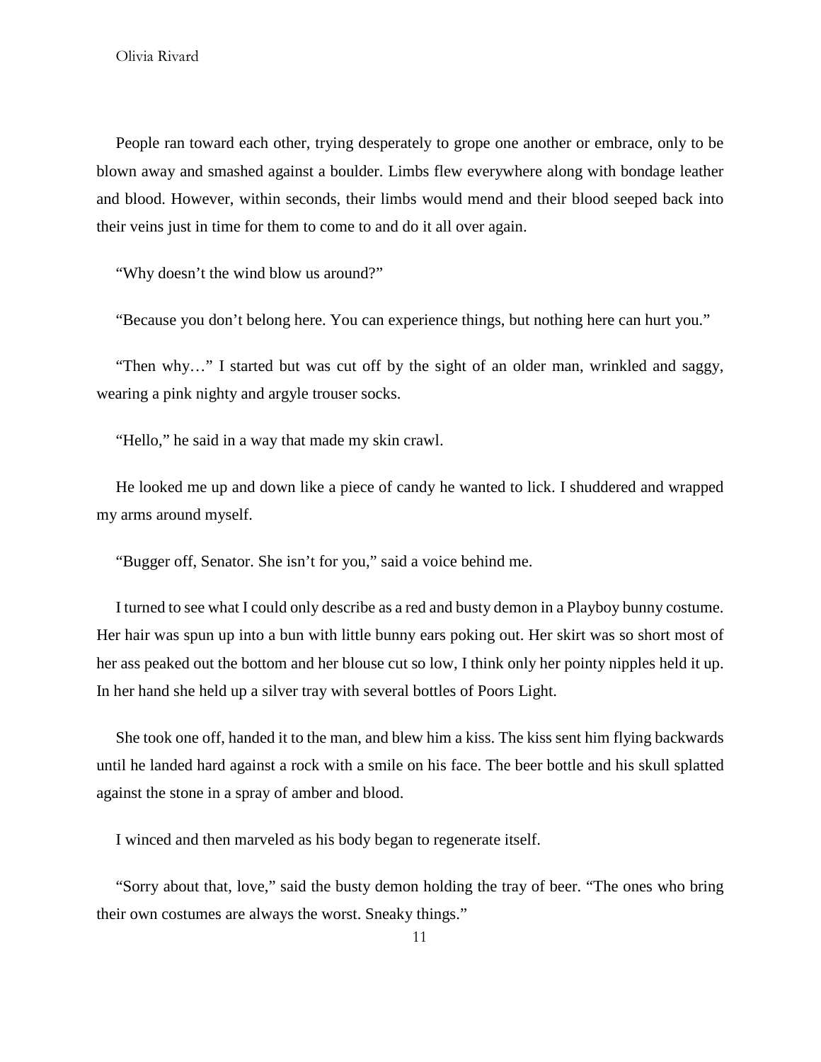People ran toward each other, trying desperately to grope one another or embrace, only to be blown away and smashed against a boulder. Limbs flew everywhere along with bondage leather and blood. However, within seconds, their limbs would mend and their blood seeped back into their veins just in time for them to come to and do it all over again.

"Why doesn't the wind blow us around?"

"Because you don't belong here. You can experience things, but nothing here can hurt you."

"Then why…" I started but was cut off by the sight of an older man, wrinkled and saggy, wearing a pink nighty and argyle trouser socks.

"Hello," he said in a way that made my skin crawl.

He looked me up and down like a piece of candy he wanted to lick. I shuddered and wrapped my arms around myself.

"Bugger off, Senator. She isn't for you," said a voice behind me.

I turned to see what I could only describe as a red and busty demon in a Playboy bunny costume. Her hair was spun up into a bun with little bunny ears poking out. Her skirt was so short most of her ass peaked out the bottom and her blouse cut so low, I think only her pointy nipples held it up. In her hand she held up a silver tray with several bottles of Poors Light.

She took one off, handed it to the man, and blew him a kiss. The kiss sent him flying backwards until he landed hard against a rock with a smile on his face. The beer bottle and his skull splatted against the stone in a spray of amber and blood.

I winced and then marveled as his body began to regenerate itself.

"Sorry about that, love," said the busty demon holding the tray of beer. "The ones who bring their own costumes are always the worst. Sneaky things."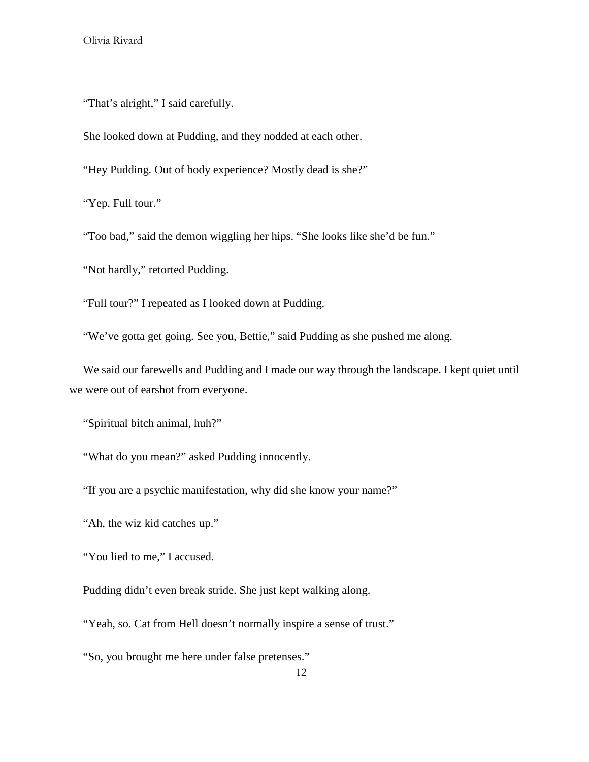"That's alright," I said carefully.

She looked down at Pudding, and they nodded at each other.

"Hey Pudding. Out of body experience? Mostly dead is she?"

"Yep. Full tour."

"Too bad," said the demon wiggling her hips. "She looks like she'd be fun."

"Not hardly," retorted Pudding.

"Full tour?" I repeated as I looked down at Pudding.

"We've gotta get going. See you, Bettie," said Pudding as she pushed me along.

We said our farewells and Pudding and I made our way through the landscape. I kept quiet until we were out of earshot from everyone.

"Spiritual bitch animal, huh?"

"What do you mean?" asked Pudding innocently.

"If you are a psychic manifestation, why did she know your name?"

"Ah, the wiz kid catches up."

"You lied to me," I accused.

Pudding didn't even break stride. She just kept walking along.

"Yeah, so. Cat from Hell doesn't normally inspire a sense of trust."

"So, you brought me here under false pretenses."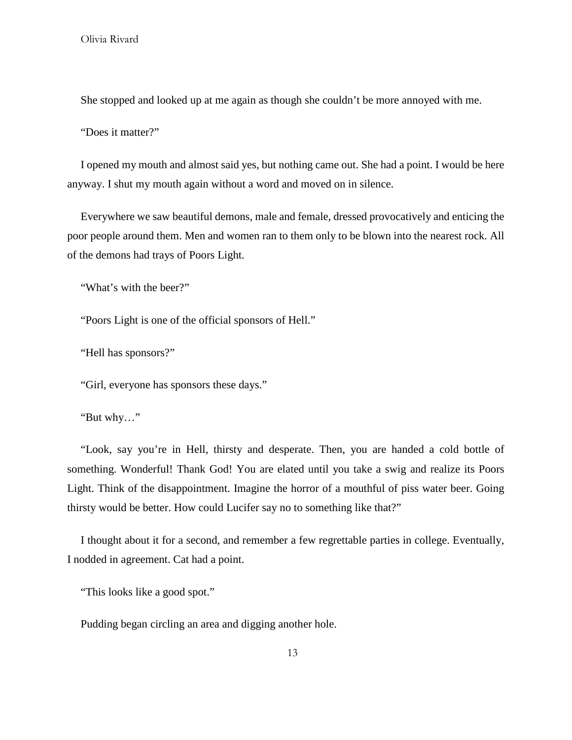She stopped and looked up at me again as though she couldn't be more annoyed with me.

"Does it matter?"

I opened my mouth and almost said yes, but nothing came out. She had a point. I would be here anyway. I shut my mouth again without a word and moved on in silence.

Everywhere we saw beautiful demons, male and female, dressed provocatively and enticing the poor people around them. Men and women ran to them only to be blown into the nearest rock. All of the demons had trays of Poors Light.

"What's with the beer?"

"Poors Light is one of the official sponsors of Hell."

"Hell has sponsors?"

"Girl, everyone has sponsors these days."

"But why…"

"Look, say you're in Hell, thirsty and desperate. Then, you are handed a cold bottle of something. Wonderful! Thank God! You are elated until you take a swig and realize its Poors Light. Think of the disappointment. Imagine the horror of a mouthful of piss water beer. Going thirsty would be better. How could Lucifer say no to something like that?"

I thought about it for a second, and remember a few regrettable parties in college. Eventually, I nodded in agreement. Cat had a point.

"This looks like a good spot."

Pudding began circling an area and digging another hole.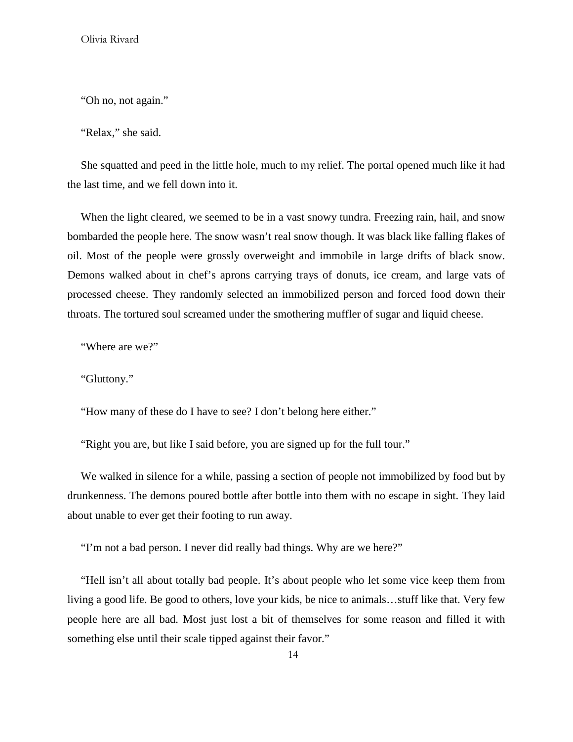"Oh no, not again."

"Relax," she said.

She squatted and peed in the little hole, much to my relief. The portal opened much like it had the last time, and we fell down into it.

When the light cleared, we seemed to be in a vast snowy tundra. Freezing rain, hail, and snow bombarded the people here. The snow wasn't real snow though. It was black like falling flakes of oil. Most of the people were grossly overweight and immobile in large drifts of black snow. Demons walked about in chef's aprons carrying trays of donuts, ice cream, and large vats of processed cheese. They randomly selected an immobilized person and forced food down their throats. The tortured soul screamed under the smothering muffler of sugar and liquid cheese.

"Where are we?"

"Gluttony."

"How many of these do I have to see? I don't belong here either."

"Right you are, but like I said before, you are signed up for the full tour."

We walked in silence for a while, passing a section of people not immobilized by food but by drunkenness. The demons poured bottle after bottle into them with no escape in sight. They laid about unable to ever get their footing to run away.

"I'm not a bad person. I never did really bad things. Why are we here?"

"Hell isn't all about totally bad people. It's about people who let some vice keep them from living a good life. Be good to others, love your kids, be nice to animals…stuff like that. Very few people here are all bad. Most just lost a bit of themselves for some reason and filled it with something else until their scale tipped against their favor."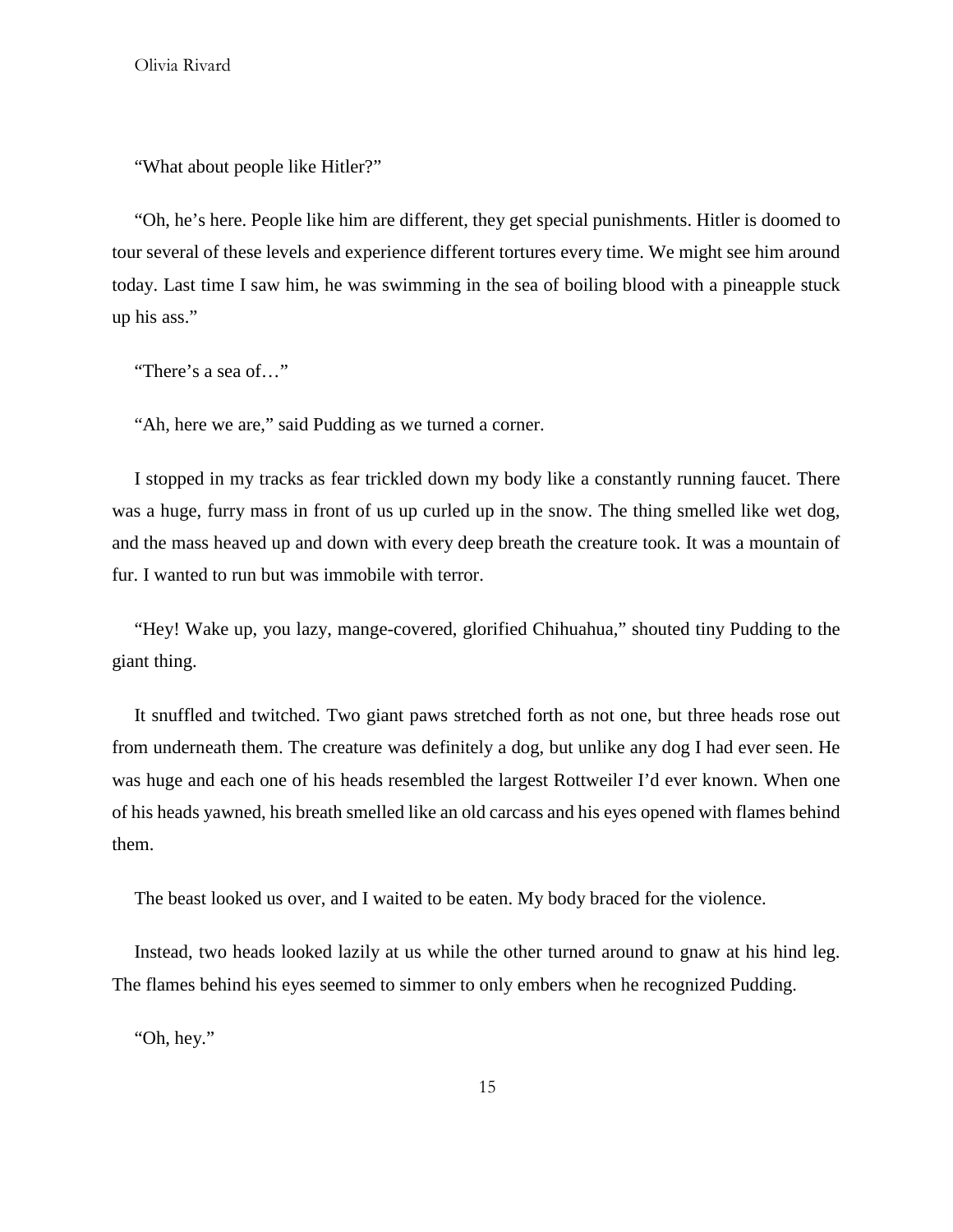"What about people like Hitler?"

"Oh, he's here. People like him are different, they get special punishments. Hitler is doomed to tour several of these levels and experience different tortures every time. We might see him around today. Last time I saw him, he was swimming in the sea of boiling blood with a pineapple stuck up his ass."

"There's a sea of…"

"Ah, here we are," said Pudding as we turned a corner.

I stopped in my tracks as fear trickled down my body like a constantly running faucet. There was a huge, furry mass in front of us up curled up in the snow. The thing smelled like wet dog, and the mass heaved up and down with every deep breath the creature took. It was a mountain of fur. I wanted to run but was immobile with terror.

"Hey! Wake up, you lazy, mange-covered, glorified Chihuahua," shouted tiny Pudding to the giant thing.

It snuffled and twitched. Two giant paws stretched forth as not one, but three heads rose out from underneath them. The creature was definitely a dog, but unlike any dog I had ever seen. He was huge and each one of his heads resembled the largest Rottweiler I'd ever known. When one of his heads yawned, his breath smelled like an old carcass and his eyes opened with flames behind them.

The beast looked us over, and I waited to be eaten. My body braced for the violence.

Instead, two heads looked lazily at us while the other turned around to gnaw at his hind leg. The flames behind his eyes seemed to simmer to only embers when he recognized Pudding.

"Oh, hey."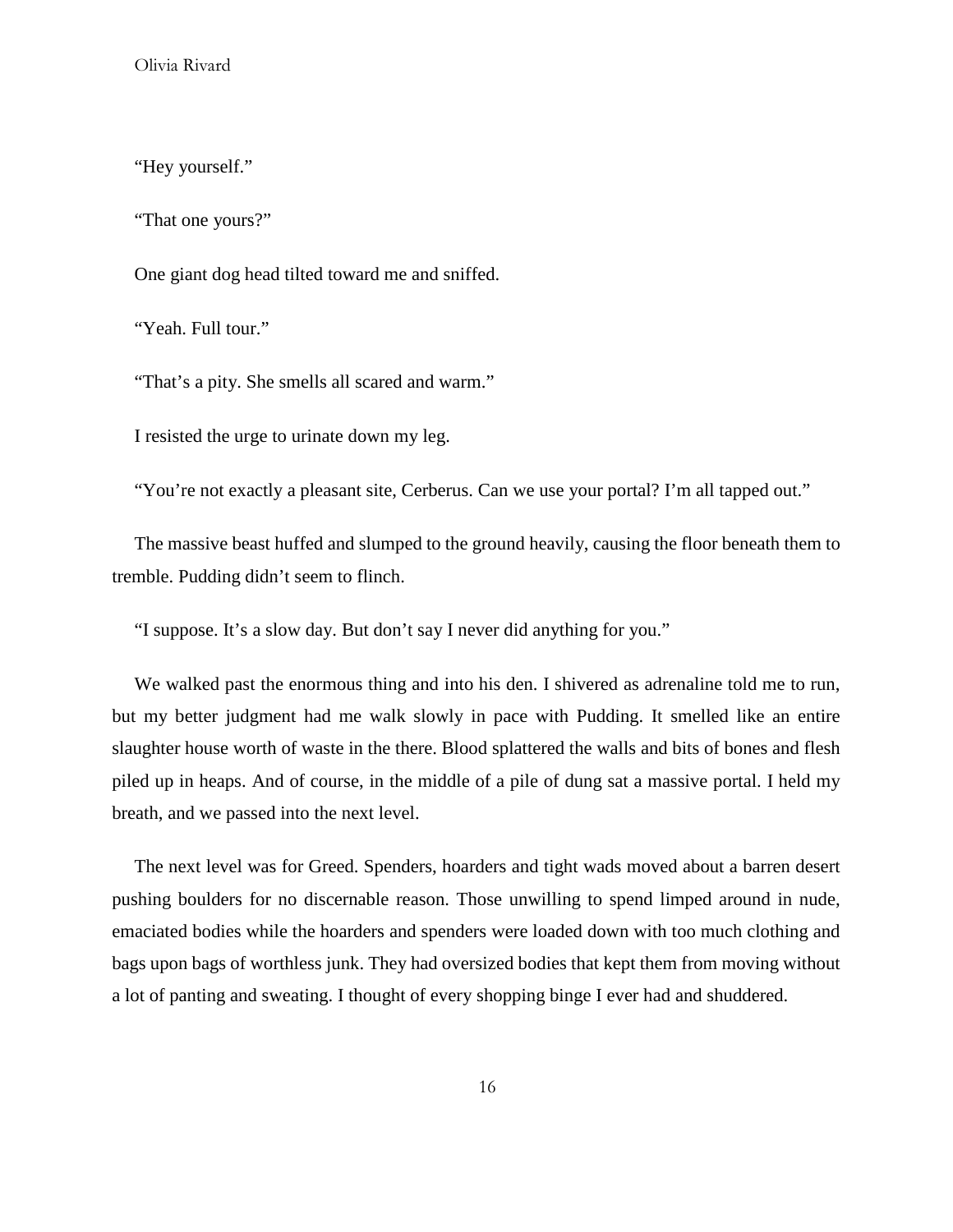"Hey yourself."

"That one yours?"

One giant dog head tilted toward me and sniffed.

"Yeah. Full tour."

"That's a pity. She smells all scared and warm."

I resisted the urge to urinate down my leg.

"You're not exactly a pleasant site, Cerberus. Can we use your portal? I'm all tapped out."

The massive beast huffed and slumped to the ground heavily, causing the floor beneath them to tremble. Pudding didn't seem to flinch.

"I suppose. It's a slow day. But don't say I never did anything for you."

We walked past the enormous thing and into his den. I shivered as adrenaline told me to run, but my better judgment had me walk slowly in pace with Pudding. It smelled like an entire slaughter house worth of waste in the there. Blood splattered the walls and bits of bones and flesh piled up in heaps. And of course, in the middle of a pile of dung sat a massive portal. I held my breath, and we passed into the next level.

The next level was for Greed. Spenders, hoarders and tight wads moved about a barren desert pushing boulders for no discernable reason. Those unwilling to spend limped around in nude, emaciated bodies while the hoarders and spenders were loaded down with too much clothing and bags upon bags of worthless junk. They had oversized bodies that kept them from moving without a lot of panting and sweating. I thought of every shopping binge I ever had and shuddered.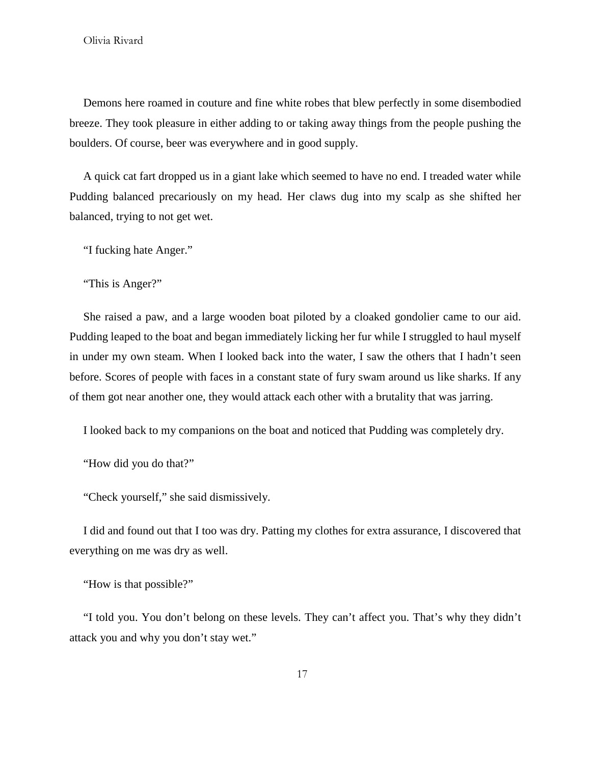Demons here roamed in couture and fine white robes that blew perfectly in some disembodied breeze. They took pleasure in either adding to or taking away things from the people pushing the boulders. Of course, beer was everywhere and in good supply.

A quick cat fart dropped us in a giant lake which seemed to have no end. I treaded water while Pudding balanced precariously on my head. Her claws dug into my scalp as she shifted her balanced, trying to not get wet.

"I fucking hate Anger."

"This is Anger?"

She raised a paw, and a large wooden boat piloted by a cloaked gondolier came to our aid. Pudding leaped to the boat and began immediately licking her fur while I struggled to haul myself in under my own steam. When I looked back into the water, I saw the others that I hadn't seen before. Scores of people with faces in a constant state of fury swam around us like sharks. If any of them got near another one, they would attack each other with a brutality that was jarring.

I looked back to my companions on the boat and noticed that Pudding was completely dry.

"How did you do that?"

"Check yourself," she said dismissively.

I did and found out that I too was dry. Patting my clothes for extra assurance, I discovered that everything on me was dry as well.

"How is that possible?"

"I told you. You don't belong on these levels. They can't affect you. That's why they didn't attack you and why you don't stay wet."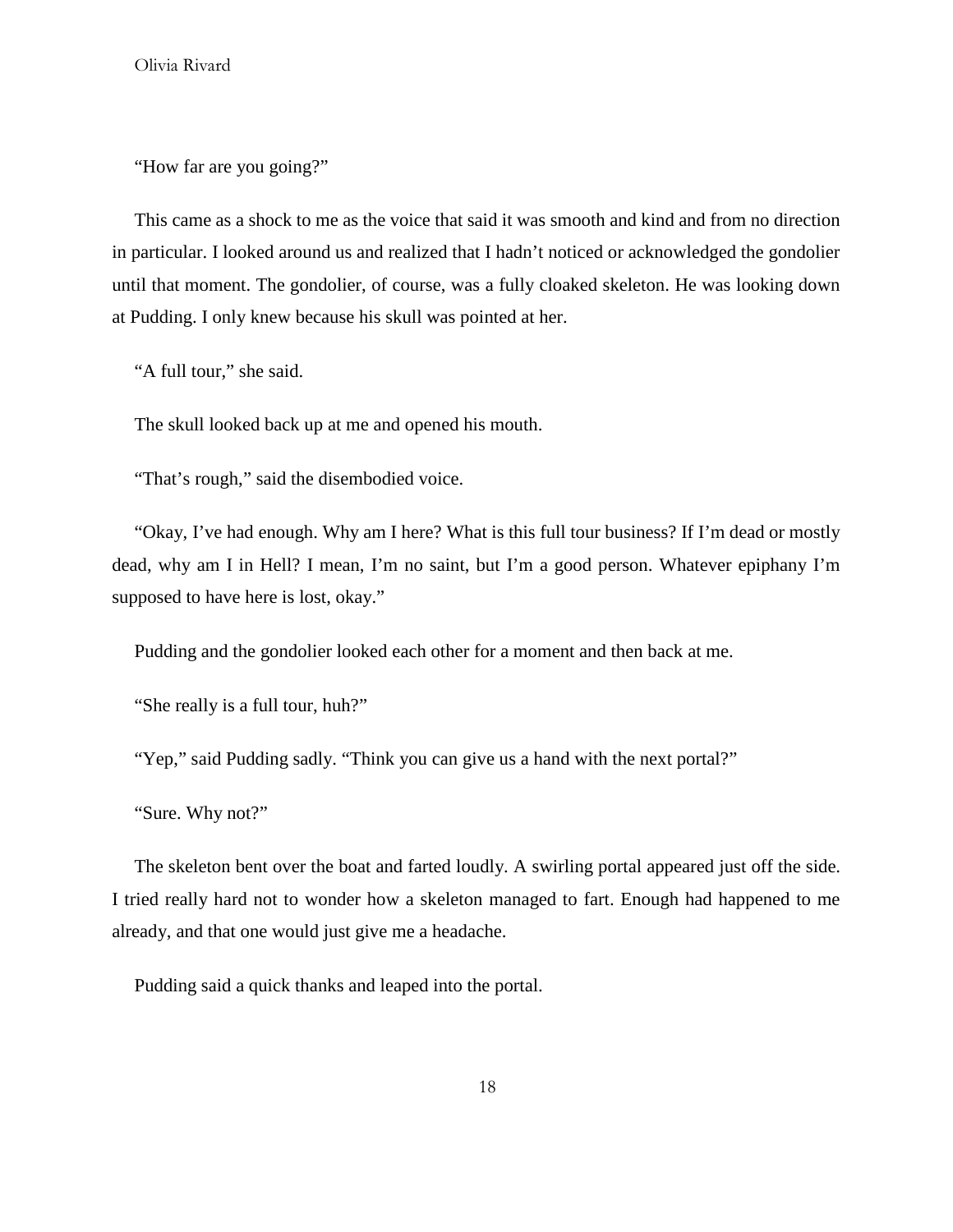"How far are you going?"

This came as a shock to me as the voice that said it was smooth and kind and from no direction in particular. I looked around us and realized that I hadn't noticed or acknowledged the gondolier until that moment. The gondolier, of course, was a fully cloaked skeleton. He was looking down at Pudding. I only knew because his skull was pointed at her.

"A full tour," she said.

The skull looked back up at me and opened his mouth.

"That's rough," said the disembodied voice.

"Okay, I've had enough. Why am I here? What is this full tour business? If I'm dead or mostly dead, why am I in Hell? I mean, I'm no saint, but I'm a good person. Whatever epiphany I'm supposed to have here is lost, okay."

Pudding and the gondolier looked each other for a moment and then back at me.

"She really is a full tour, huh?"

"Yep," said Pudding sadly. "Think you can give us a hand with the next portal?"

"Sure. Why not?"

The skeleton bent over the boat and farted loudly. A swirling portal appeared just off the side. I tried really hard not to wonder how a skeleton managed to fart. Enough had happened to me already, and that one would just give me a headache.

Pudding said a quick thanks and leaped into the portal.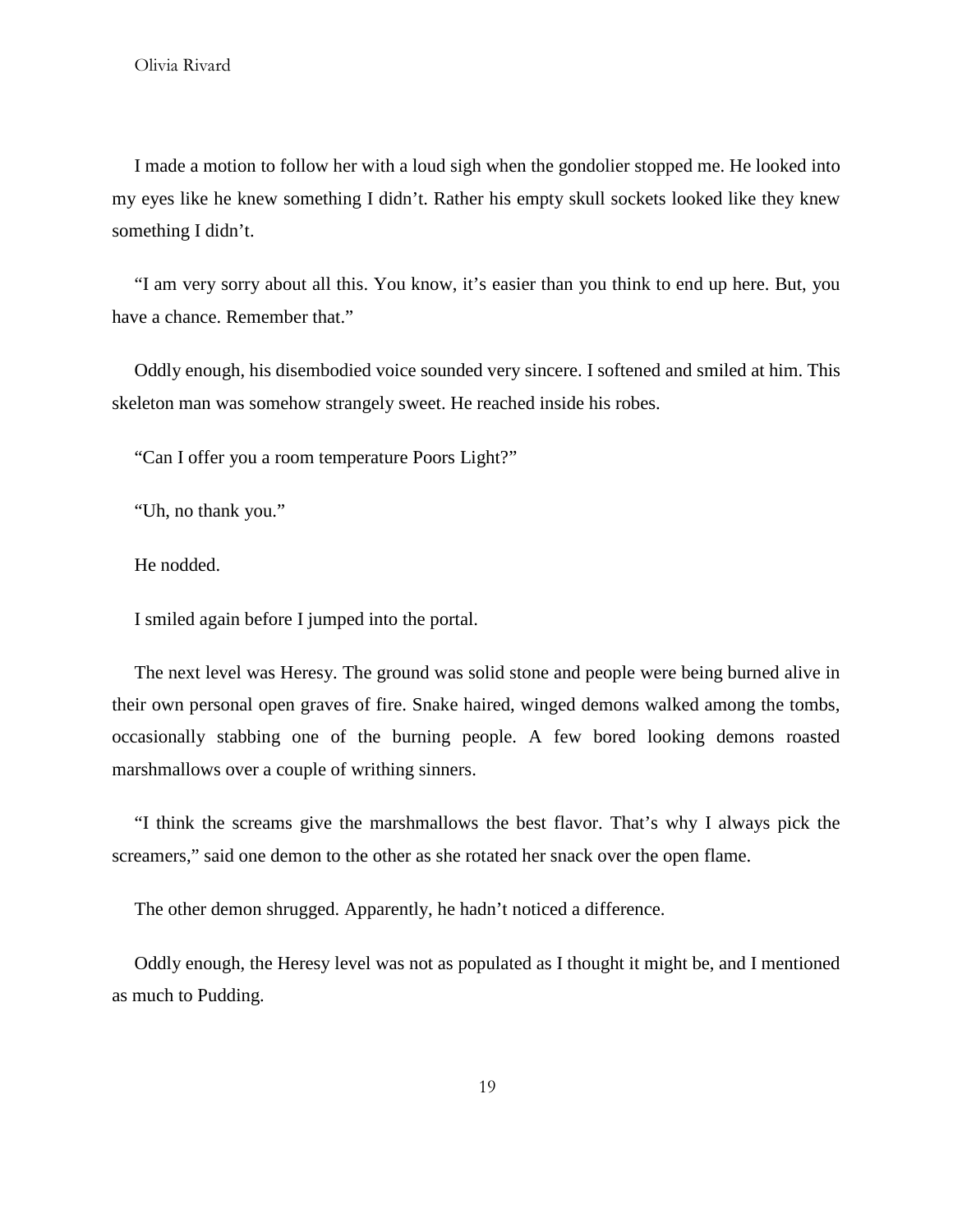I made a motion to follow her with a loud sigh when the gondolier stopped me. He looked into my eyes like he knew something I didn't. Rather his empty skull sockets looked like they knew something I didn't.

"I am very sorry about all this. You know, it's easier than you think to end up here. But, you have a chance. Remember that."

Oddly enough, his disembodied voice sounded very sincere. I softened and smiled at him. This skeleton man was somehow strangely sweet. He reached inside his robes.

"Can I offer you a room temperature Poors Light?"

"Uh, no thank you."

He nodded.

I smiled again before I jumped into the portal.

The next level was Heresy. The ground was solid stone and people were being burned alive in their own personal open graves of fire. Snake haired, winged demons walked among the tombs, occasionally stabbing one of the burning people. A few bored looking demons roasted marshmallows over a couple of writhing sinners.

"I think the screams give the marshmallows the best flavor. That's why I always pick the screamers," said one demon to the other as she rotated her snack over the open flame.

The other demon shrugged. Apparently, he hadn't noticed a difference.

Oddly enough, the Heresy level was not as populated as I thought it might be, and I mentioned as much to Pudding.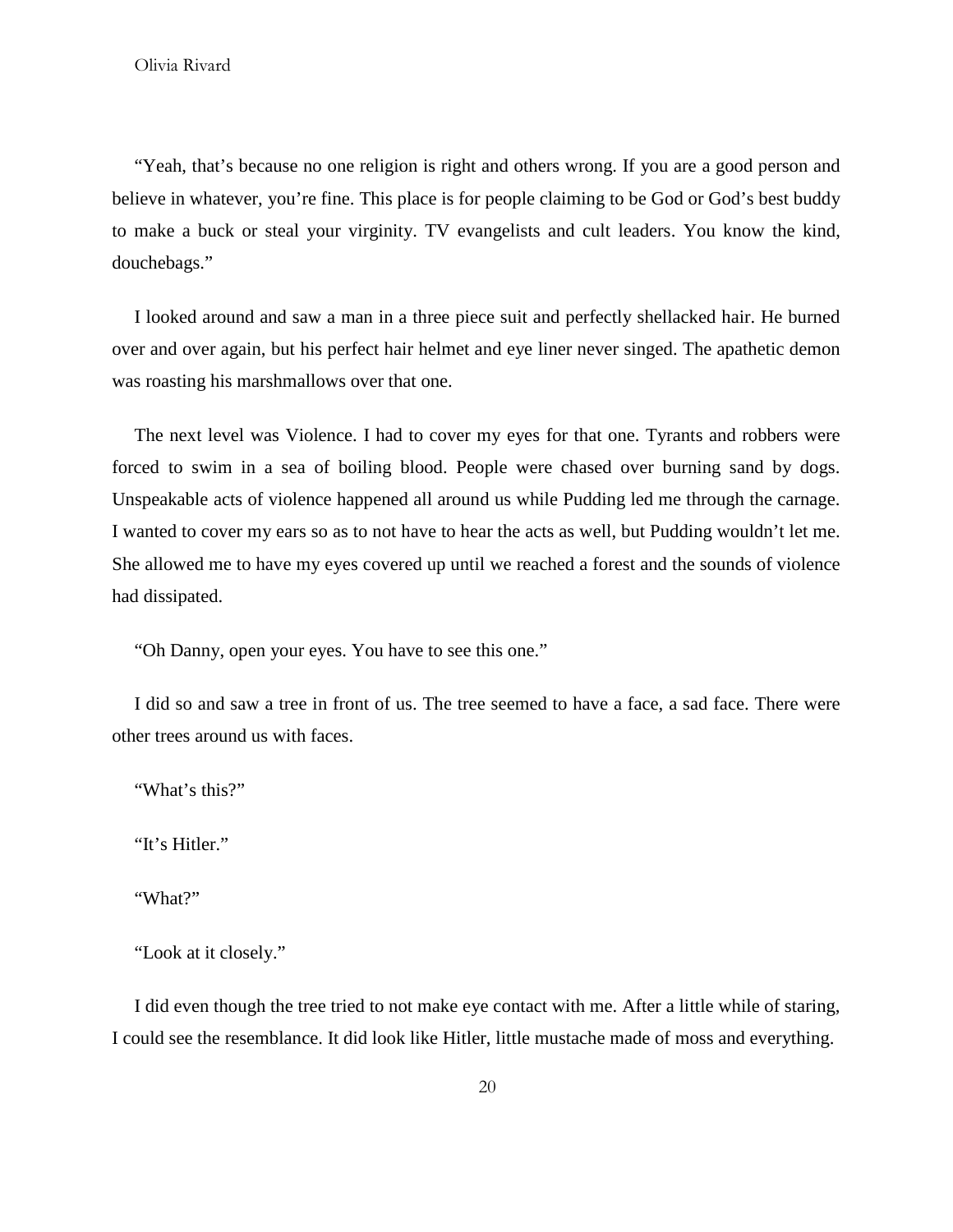"Yeah, that's because no one religion is right and others wrong. If you are a good person and believe in whatever, you're fine. This place is for people claiming to be God or God's best buddy to make a buck or steal your virginity. TV evangelists and cult leaders. You know the kind, douchebags."

I looked around and saw a man in a three piece suit and perfectly shellacked hair. He burned over and over again, but his perfect hair helmet and eye liner never singed. The apathetic demon was roasting his marshmallows over that one.

The next level was Violence. I had to cover my eyes for that one. Tyrants and robbers were forced to swim in a sea of boiling blood. People were chased over burning sand by dogs. Unspeakable acts of violence happened all around us while Pudding led me through the carnage. I wanted to cover my ears so as to not have to hear the acts as well, but Pudding wouldn't let me. She allowed me to have my eyes covered up until we reached a forest and the sounds of violence had dissipated.

"Oh Danny, open your eyes. You have to see this one."

I did so and saw a tree in front of us. The tree seemed to have a face, a sad face. There were other trees around us with faces.

"What's this?"

"It's Hitler."

"What?"

"Look at it closely."

I did even though the tree tried to not make eye contact with me. After a little while of staring, I could see the resemblance. It did look like Hitler, little mustache made of moss and everything.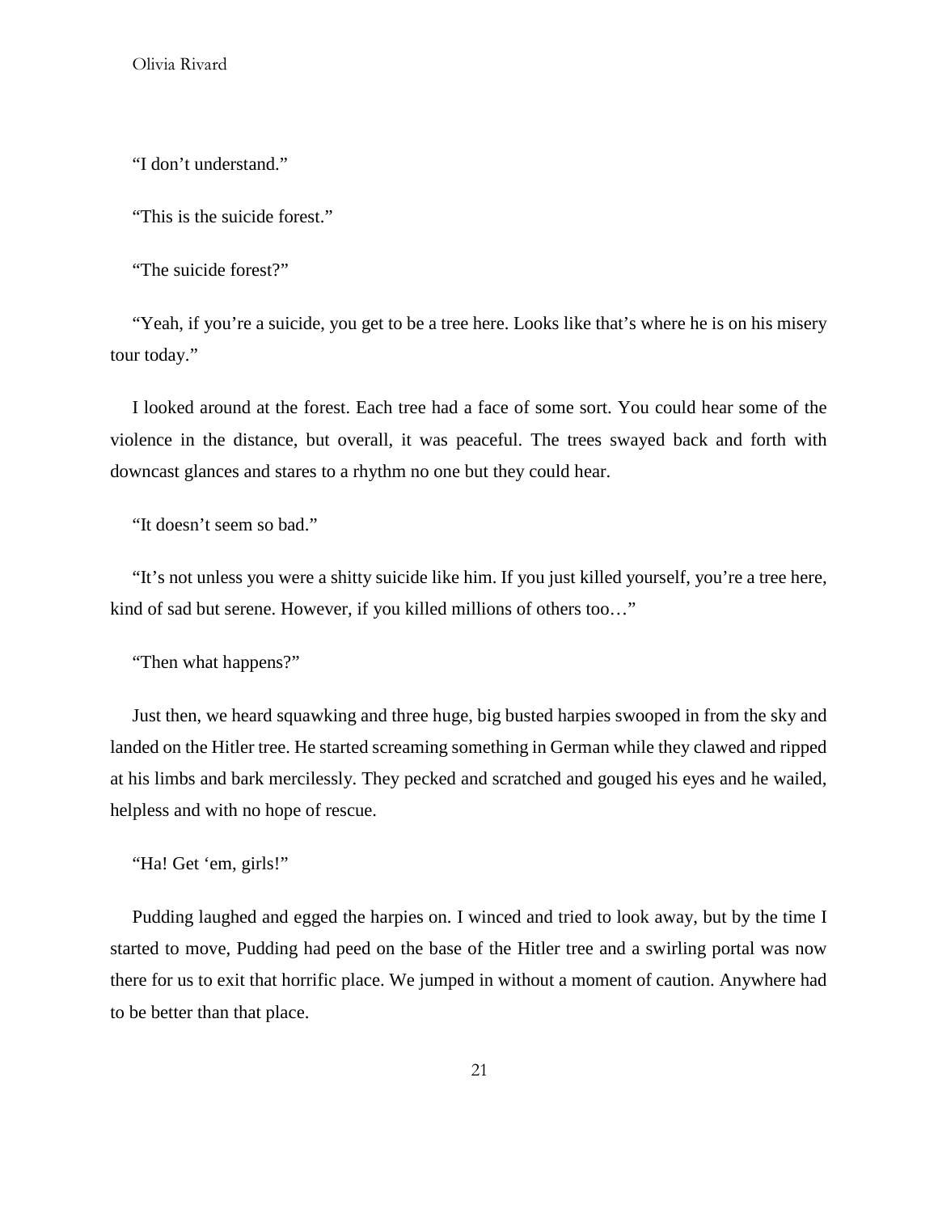"I don't understand."

"This is the suicide forest."

"The suicide forest?"

"Yeah, if you're a suicide, you get to be a tree here. Looks like that's where he is on his misery tour today."

I looked around at the forest. Each tree had a face of some sort. You could hear some of the violence in the distance, but overall, it was peaceful. The trees swayed back and forth with downcast glances and stares to a rhythm no one but they could hear.

"It doesn't seem so bad."

"It's not unless you were a shitty suicide like him. If you just killed yourself, you're a tree here, kind of sad but serene. However, if you killed millions of others too…"

"Then what happens?"

Just then, we heard squawking and three huge, big busted harpies swooped in from the sky and landed on the Hitler tree. He started screaming something in German while they clawed and ripped at his limbs and bark mercilessly. They pecked and scratched and gouged his eyes and he wailed, helpless and with no hope of rescue.

"Ha! Get 'em, girls!"

Pudding laughed and egged the harpies on. I winced and tried to look away, but by the time I started to move, Pudding had peed on the base of the Hitler tree and a swirling portal was now there for us to exit that horrific place. We jumped in without a moment of caution. Anywhere had to be better than that place.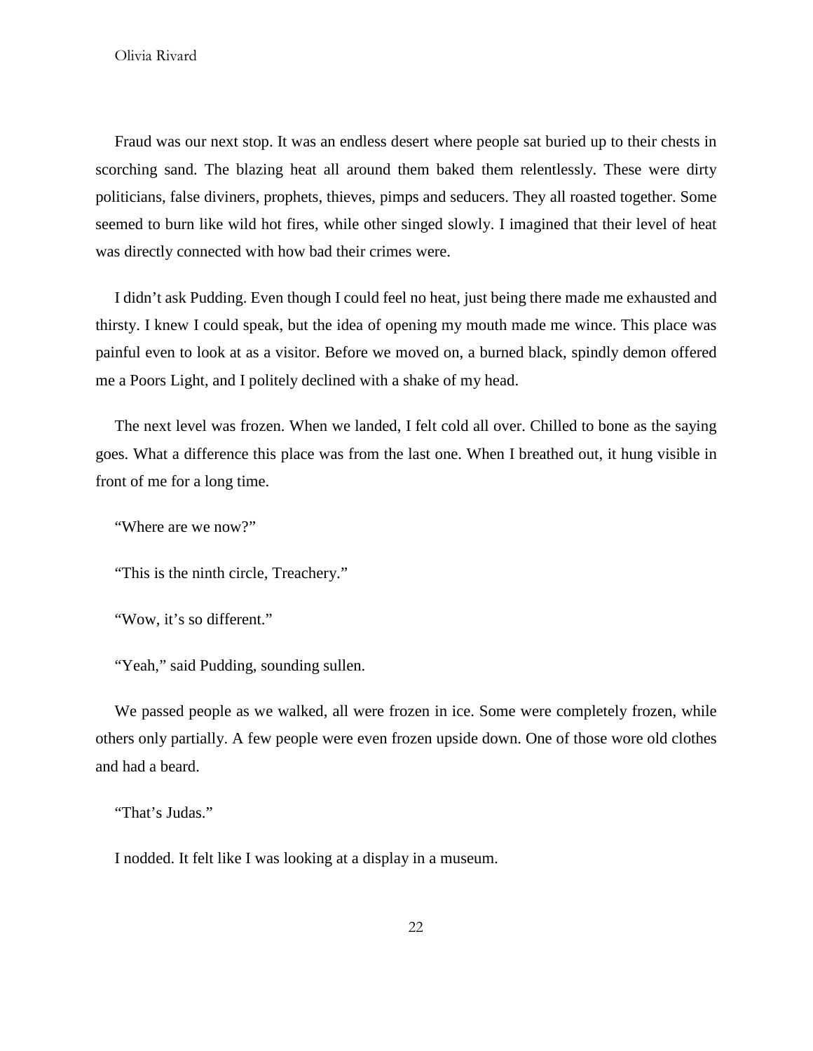Fraud was our next stop. It was an endless desert where people sat buried up to their chests in scorching sand. The blazing heat all around them baked them relentlessly. These were dirty politicians, false diviners, prophets, thieves, pimps and seducers. They all roasted together. Some seemed to burn like wild hot fires, while other singed slowly. I imagined that their level of heat was directly connected with how bad their crimes were.

I didn't ask Pudding. Even though I could feel no heat, just being there made me exhausted and thirsty. I knew I could speak, but the idea of opening my mouth made me wince. This place was painful even to look at as a visitor. Before we moved on, a burned black, spindly demon offered me a Poors Light, and I politely declined with a shake of my head.

The next level was frozen. When we landed, I felt cold all over. Chilled to bone as the saying goes. What a difference this place was from the last one. When I breathed out, it hung visible in front of me for a long time.

"Where are we now?"

"This is the ninth circle, Treachery."

"Wow, it's so different."

"Yeah," said Pudding, sounding sullen.

We passed people as we walked, all were frozen in ice. Some were completely frozen, while others only partially. A few people were even frozen upside down. One of those wore old clothes and had a beard.

"That's Judas."

I nodded. It felt like I was looking at a display in a museum.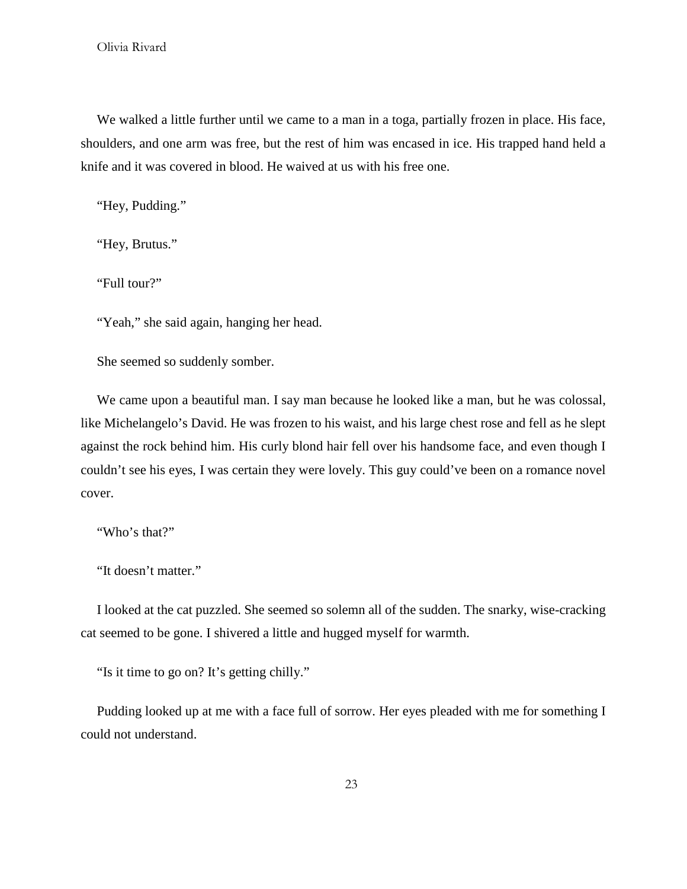We walked a little further until we came to a man in a toga, partially frozen in place. His face, shoulders, and one arm was free, but the rest of him was encased in ice. His trapped hand held a knife and it was covered in blood. He waived at us with his free one.

"Hey, Pudding."

"Hey, Brutus."

"Full tour?"

"Yeah," she said again, hanging her head.

She seemed so suddenly somber.

We came upon a beautiful man. I say man because he looked like a man, but he was colossal, like Michelangelo's David. He was frozen to his waist, and his large chest rose and fell as he slept against the rock behind him. His curly blond hair fell over his handsome face, and even though I couldn't see his eyes, I was certain they were lovely. This guy could've been on a romance novel cover.

"Who's that?"

"It doesn't matter."

I looked at the cat puzzled. She seemed so solemn all of the sudden. The snarky, wise-cracking cat seemed to be gone. I shivered a little and hugged myself for warmth.

"Is it time to go on? It's getting chilly."

Pudding looked up at me with a face full of sorrow. Her eyes pleaded with me for something I could not understand.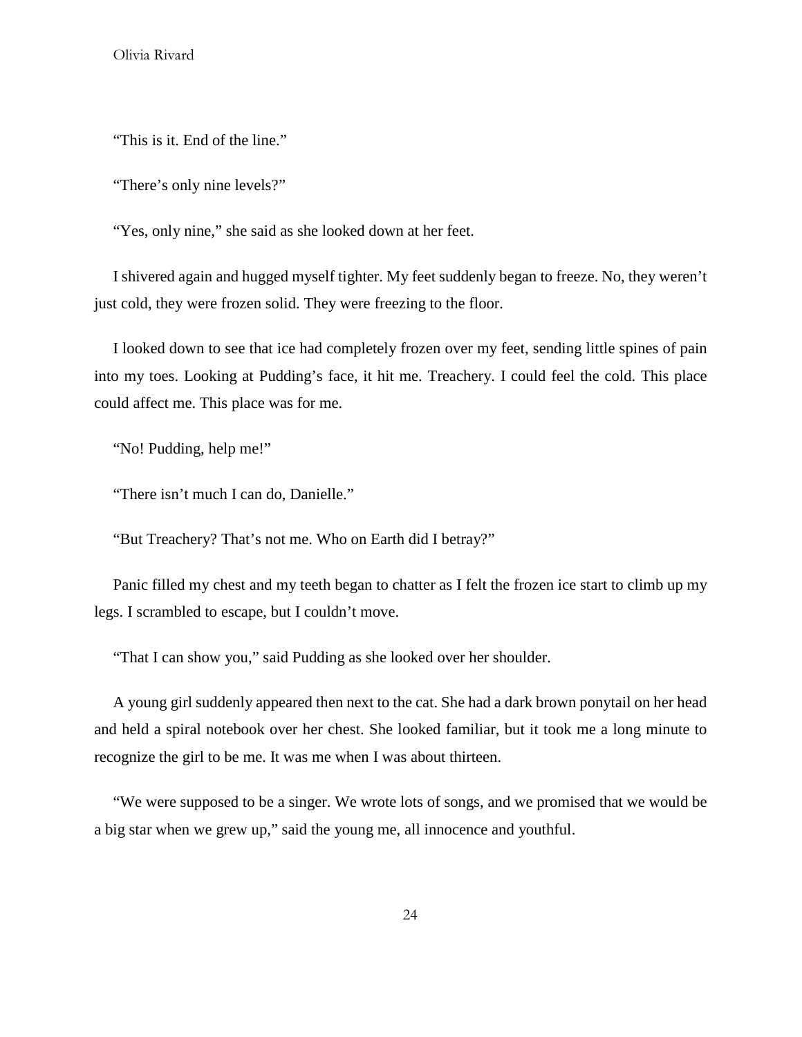"This is it. End of the line."

"There's only nine levels?"

"Yes, only nine," she said as she looked down at her feet.

I shivered again and hugged myself tighter. My feet suddenly began to freeze. No, they weren't just cold, they were frozen solid. They were freezing to the floor.

I looked down to see that ice had completely frozen over my feet, sending little spines of pain into my toes. Looking at Pudding's face, it hit me. Treachery. I could feel the cold. This place could affect me. This place was for me.

"No! Pudding, help me!"

"There isn't much I can do, Danielle."

"But Treachery? That's not me. Who on Earth did I betray?"

Panic filled my chest and my teeth began to chatter as I felt the frozen ice start to climb up my legs. I scrambled to escape, but I couldn't move.

"That I can show you," said Pudding as she looked over her shoulder.

A young girl suddenly appeared then next to the cat. She had a dark brown ponytail on her head and held a spiral notebook over her chest. She looked familiar, but it took me a long minute to recognize the girl to be me. It was me when I was about thirteen.

"We were supposed to be a singer. We wrote lots of songs, and we promised that we would be a big star when we grew up," said the young me, all innocence and youthful.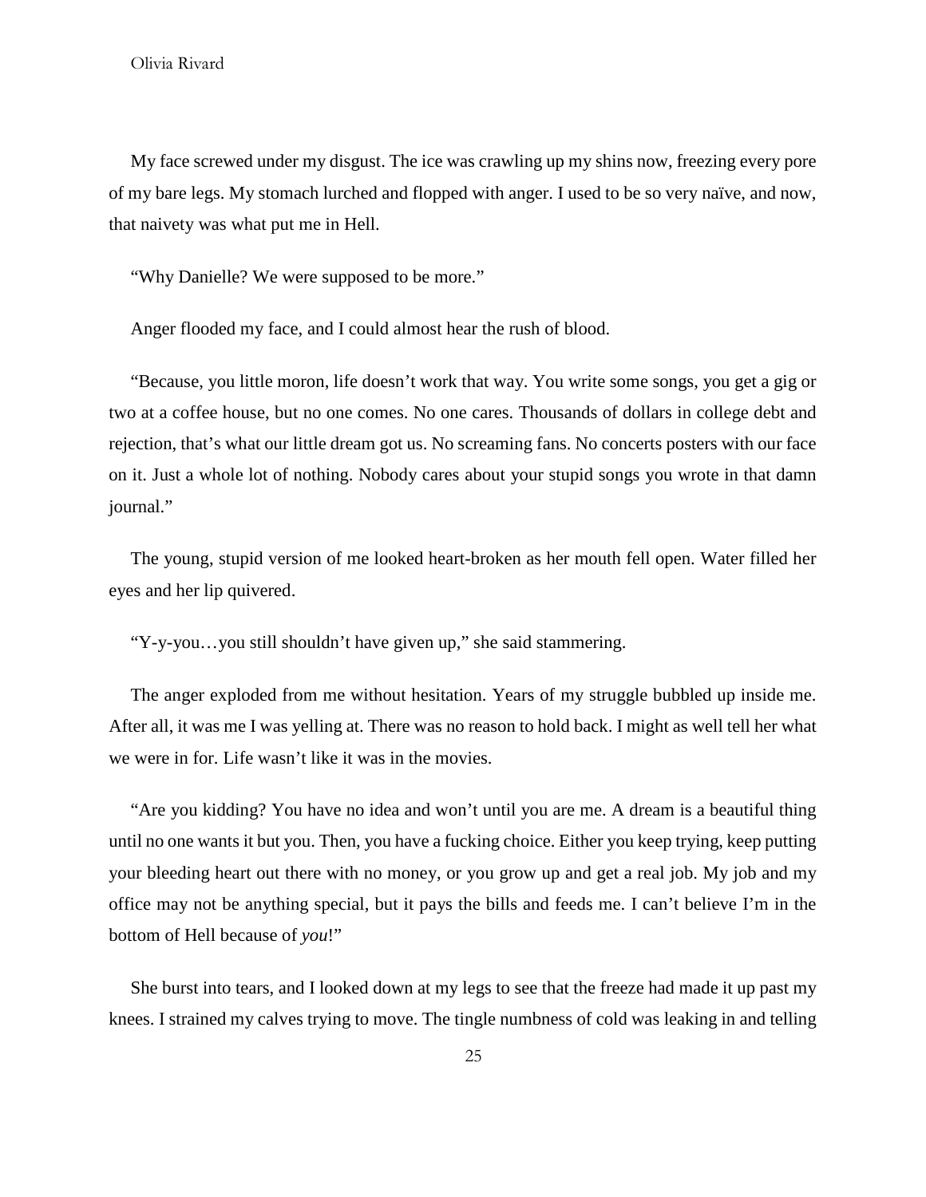My face screwed under my disgust. The ice was crawling up my shins now, freezing every pore of my bare legs. My stomach lurched and flopped with anger. I used to be so very naïve, and now, that naivety was what put me in Hell.

"Why Danielle? We were supposed to be more."

Anger flooded my face, and I could almost hear the rush of blood.

"Because, you little moron, life doesn't work that way. You write some songs, you get a gig or two at a coffee house, but no one comes. No one cares. Thousands of dollars in college debt and rejection, that's what our little dream got us. No screaming fans. No concerts posters with our face on it. Just a whole lot of nothing. Nobody cares about your stupid songs you wrote in that damn journal."

The young, stupid version of me looked heart-broken as her mouth fell open. Water filled her eyes and her lip quivered.

"Y-y-you…you still shouldn't have given up," she said stammering.

The anger exploded from me without hesitation. Years of my struggle bubbled up inside me. After all, it was me I was yelling at. There was no reason to hold back. I might as well tell her what we were in for. Life wasn't like it was in the movies.

"Are you kidding? You have no idea and won't until you are me. A dream is a beautiful thing until no one wants it but you. Then, you have a fucking choice. Either you keep trying, keep putting your bleeding heart out there with no money, or you grow up and get a real job. My job and my office may not be anything special, but it pays the bills and feeds me. I can't believe I'm in the bottom of Hell because of *you*!"

She burst into tears, and I looked down at my legs to see that the freeze had made it up past my knees. I strained my calves trying to move. The tingle numbness of cold was leaking in and telling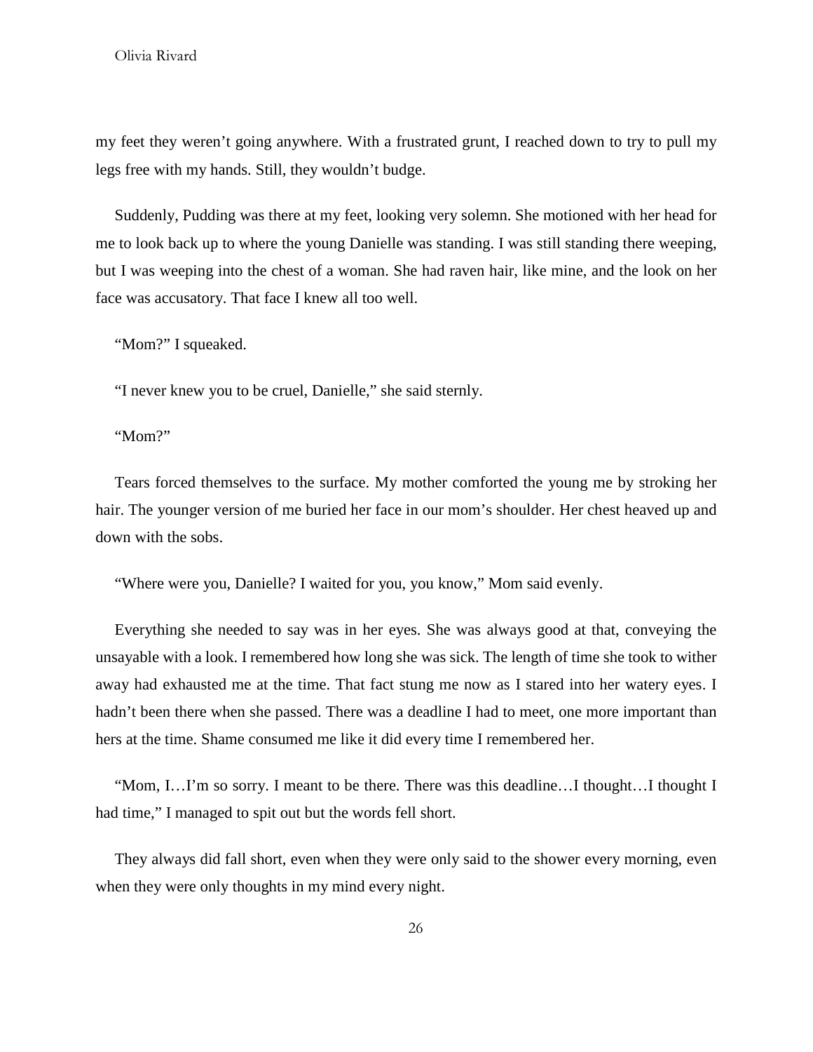my feet they weren't going anywhere. With a frustrated grunt, I reached down to try to pull my legs free with my hands. Still, they wouldn't budge.

Suddenly, Pudding was there at my feet, looking very solemn. She motioned with her head for me to look back up to where the young Danielle was standing. I was still standing there weeping, but I was weeping into the chest of a woman. She had raven hair, like mine, and the look on her face was accusatory. That face I knew all too well.

"Mom?" I squeaked.

"I never knew you to be cruel, Danielle," she said sternly.

"Mom?"

Tears forced themselves to the surface. My mother comforted the young me by stroking her hair. The younger version of me buried her face in our mom's shoulder. Her chest heaved up and down with the sobs.

"Where were you, Danielle? I waited for you, you know," Mom said evenly.

Everything she needed to say was in her eyes. She was always good at that, conveying the unsayable with a look. I remembered how long she was sick. The length of time she took to wither away had exhausted me at the time. That fact stung me now as I stared into her watery eyes. I hadn't been there when she passed. There was a deadline I had to meet, one more important than hers at the time. Shame consumed me like it did every time I remembered her.

"Mom, I…I'm so sorry. I meant to be there. There was this deadline…I thought…I thought I had time," I managed to spit out but the words fell short.

They always did fall short, even when they were only said to the shower every morning, even when they were only thoughts in my mind every night.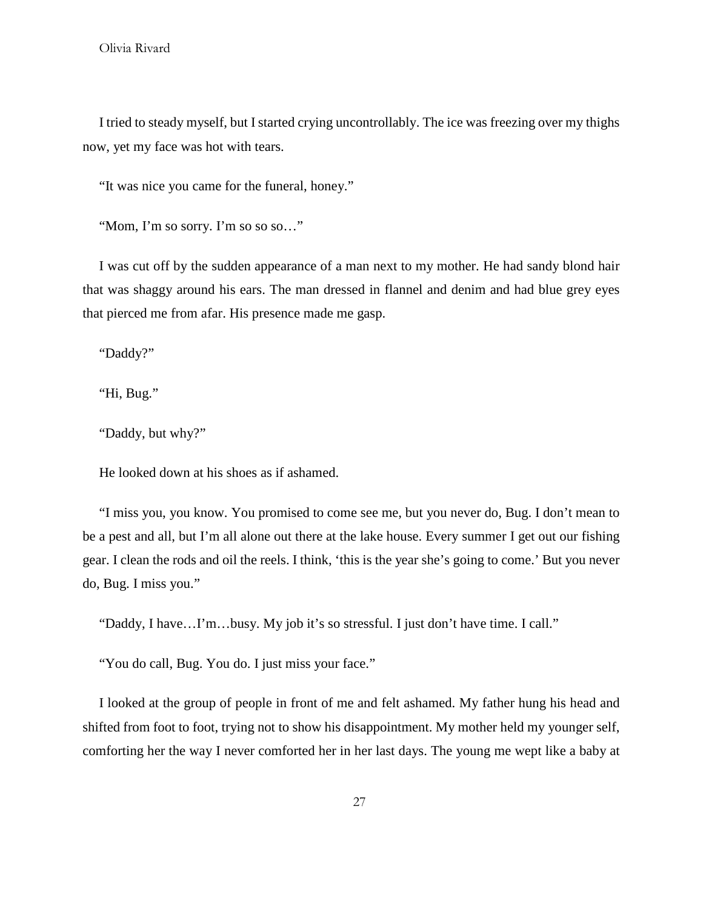I tried to steady myself, but I started crying uncontrollably. The ice was freezing over my thighs now, yet my face was hot with tears.

"It was nice you came for the funeral, honey."

"Mom, I'm so sorry. I'm so so so…"

I was cut off by the sudden appearance of a man next to my mother. He had sandy blond hair that was shaggy around his ears. The man dressed in flannel and denim and had blue grey eyes that pierced me from afar. His presence made me gasp.

"Daddy?"

"Hi, Bug."

"Daddy, but why?"

He looked down at his shoes as if ashamed.

"I miss you, you know. You promised to come see me, but you never do, Bug. I don't mean to be a pest and all, but I'm all alone out there at the lake house. Every summer I get out our fishing gear. I clean the rods and oil the reels. I think, 'this is the year she's going to come.' But you never do, Bug. I miss you."

"Daddy, I have…I'm…busy. My job it's so stressful. I just don't have time. I call."

"You do call, Bug. You do. I just miss your face."

I looked at the group of people in front of me and felt ashamed. My father hung his head and shifted from foot to foot, trying not to show his disappointment. My mother held my younger self, comforting her the way I never comforted her in her last days. The young me wept like a baby at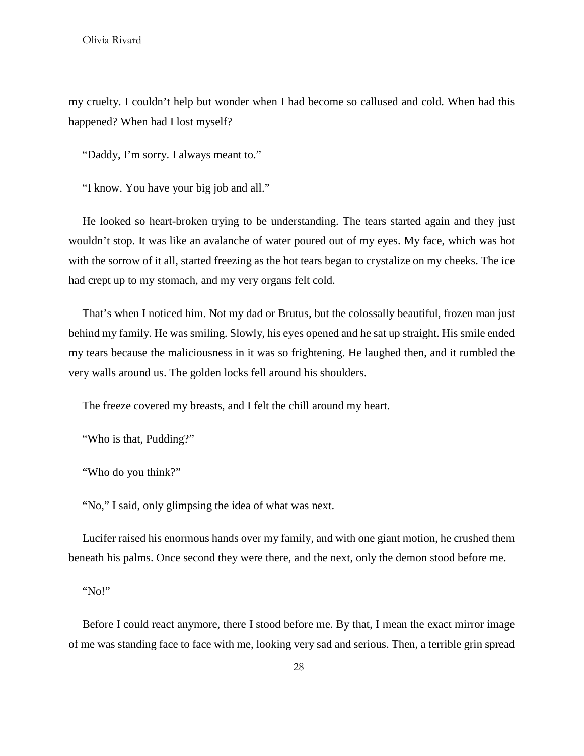my cruelty. I couldn't help but wonder when I had become so callused and cold. When had this happened? When had I lost myself?

"Daddy, I'm sorry. I always meant to."

"I know. You have your big job and all."

He looked so heart-broken trying to be understanding. The tears started again and they just wouldn't stop. It was like an avalanche of water poured out of my eyes. My face, which was hot with the sorrow of it all, started freezing as the hot tears began to crystalize on my cheeks. The ice had crept up to my stomach, and my very organs felt cold.

That's when I noticed him. Not my dad or Brutus, but the colossally beautiful, frozen man just behind my family. He was smiling. Slowly, his eyes opened and he sat up straight. His smile ended my tears because the maliciousness in it was so frightening. He laughed then, and it rumbled the very walls around us. The golden locks fell around his shoulders.

The freeze covered my breasts, and I felt the chill around my heart.

"Who is that, Pudding?"

"Who do you think?"

"No," I said, only glimpsing the idea of what was next.

Lucifer raised his enormous hands over my family, and with one giant motion, he crushed them beneath his palms. Once second they were there, and the next, only the demon stood before me.

"No!"

Before I could react anymore, there I stood before me. By that, I mean the exact mirror image of me was standing face to face with me, looking very sad and serious. Then, a terrible grin spread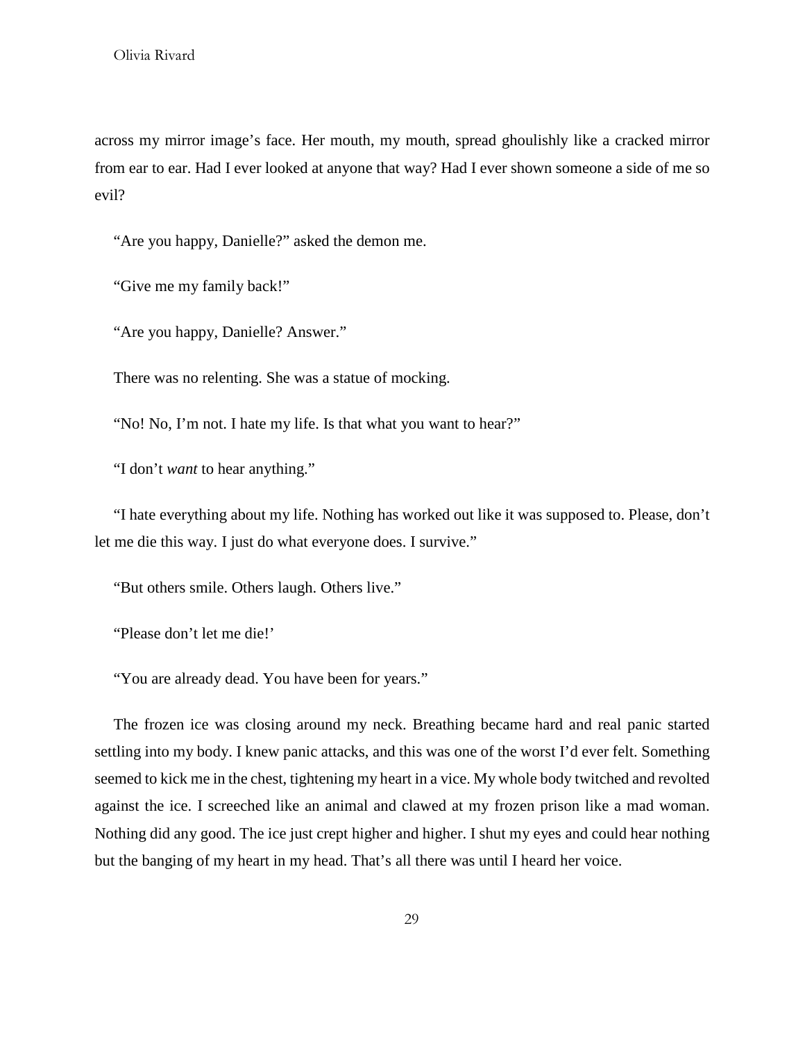across my mirror image's face. Her mouth, my mouth, spread ghoulishly like a cracked mirror from ear to ear. Had I ever looked at anyone that way? Had I ever shown someone a side of me so evil?

"Are you happy, Danielle?" asked the demon me.

"Give me my family back!"

"Are you happy, Danielle? Answer."

There was no relenting. She was a statue of mocking.

"No! No, I'm not. I hate my life. Is that what you want to hear?"

"I don't *want* to hear anything."

"I hate everything about my life. Nothing has worked out like it was supposed to. Please, don't let me die this way. I just do what everyone does. I survive."

"But others smile. Others laugh. Others live."

"Please don't let me die!'

"You are already dead. You have been for years."

The frozen ice was closing around my neck. Breathing became hard and real panic started settling into my body. I knew panic attacks, and this was one of the worst I'd ever felt. Something seemed to kick me in the chest, tightening my heart in a vice. My whole body twitched and revolted against the ice. I screeched like an animal and clawed at my frozen prison like a mad woman. Nothing did any good. The ice just crept higher and higher. I shut my eyes and could hear nothing but the banging of my heart in my head. That's all there was until I heard her voice.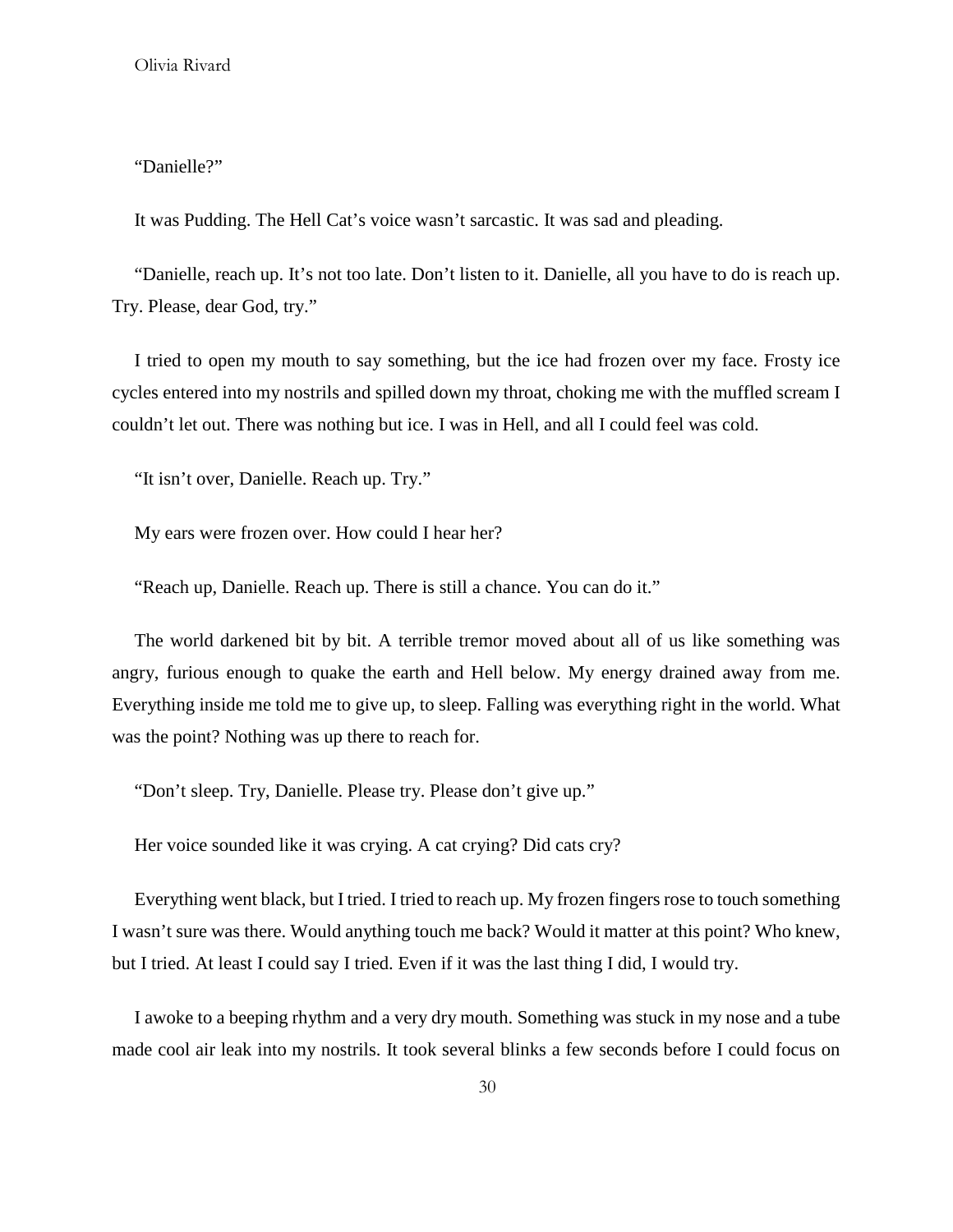"Danielle?"

It was Pudding. The Hell Cat's voice wasn't sarcastic. It was sad and pleading.

"Danielle, reach up. It's not too late. Don't listen to it. Danielle, all you have to do is reach up. Try. Please, dear God, try."

I tried to open my mouth to say something, but the ice had frozen over my face. Frosty ice cycles entered into my nostrils and spilled down my throat, choking me with the muffled scream I couldn't let out. There was nothing but ice. I was in Hell, and all I could feel was cold.

"It isn't over, Danielle. Reach up. Try."

My ears were frozen over. How could I hear her?

"Reach up, Danielle. Reach up. There is still a chance. You can do it."

The world darkened bit by bit. A terrible tremor moved about all of us like something was angry, furious enough to quake the earth and Hell below. My energy drained away from me. Everything inside me told me to give up, to sleep. Falling was everything right in the world. What was the point? Nothing was up there to reach for.

"Don't sleep. Try, Danielle. Please try. Please don't give up."

Her voice sounded like it was crying. A cat crying? Did cats cry?

Everything went black, but I tried. I tried to reach up. My frozen fingers rose to touch something I wasn't sure was there. Would anything touch me back? Would it matter at this point? Who knew, but I tried. At least I could say I tried. Even if it was the last thing I did, I would try.

I awoke to a beeping rhythm and a very dry mouth. Something was stuck in my nose and a tube made cool air leak into my nostrils. It took several blinks a few seconds before I could focus on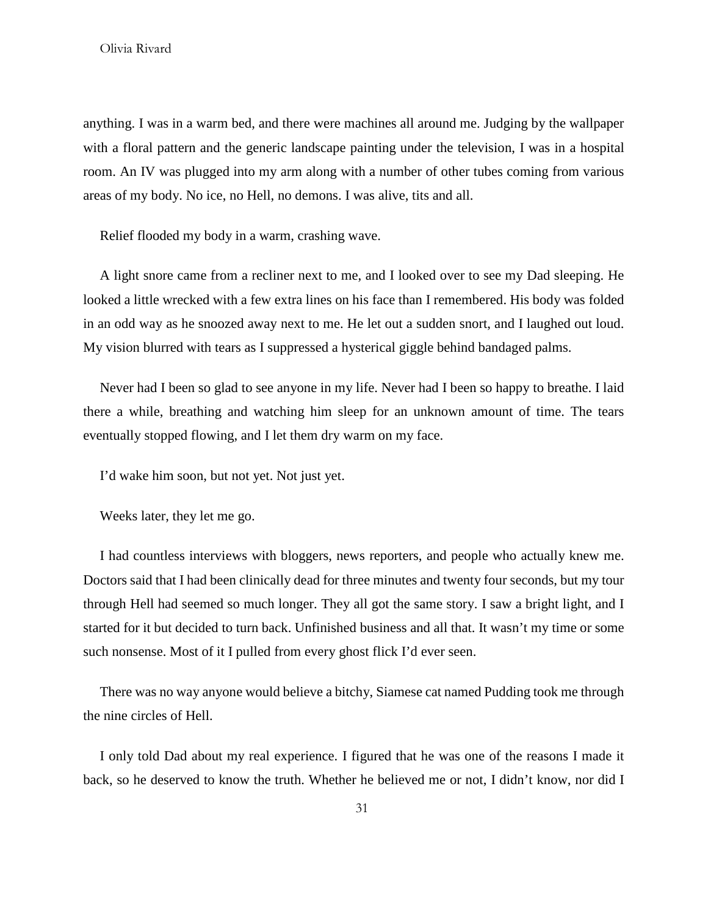anything. I was in a warm bed, and there were machines all around me. Judging by the wallpaper with a floral pattern and the generic landscape painting under the television, I was in a hospital room. An IV was plugged into my arm along with a number of other tubes coming from various areas of my body. No ice, no Hell, no demons. I was alive, tits and all.

Relief flooded my body in a warm, crashing wave.

A light snore came from a recliner next to me, and I looked over to see my Dad sleeping. He looked a little wrecked with a few extra lines on his face than I remembered. His body was folded in an odd way as he snoozed away next to me. He let out a sudden snort, and I laughed out loud. My vision blurred with tears as I suppressed a hysterical giggle behind bandaged palms.

Never had I been so glad to see anyone in my life. Never had I been so happy to breathe. I laid there a while, breathing and watching him sleep for an unknown amount of time. The tears eventually stopped flowing, and I let them dry warm on my face.

I'd wake him soon, but not yet. Not just yet.

Weeks later, they let me go.

I had countless interviews with bloggers, news reporters, and people who actually knew me. Doctors said that I had been clinically dead for three minutes and twenty four seconds, but my tour through Hell had seemed so much longer. They all got the same story. I saw a bright light, and I started for it but decided to turn back. Unfinished business and all that. It wasn't my time or some such nonsense. Most of it I pulled from every ghost flick I'd ever seen.

There was no way anyone would believe a bitchy, Siamese cat named Pudding took me through the nine circles of Hell.

I only told Dad about my real experience. I figured that he was one of the reasons I made it back, so he deserved to know the truth. Whether he believed me or not, I didn't know, nor did I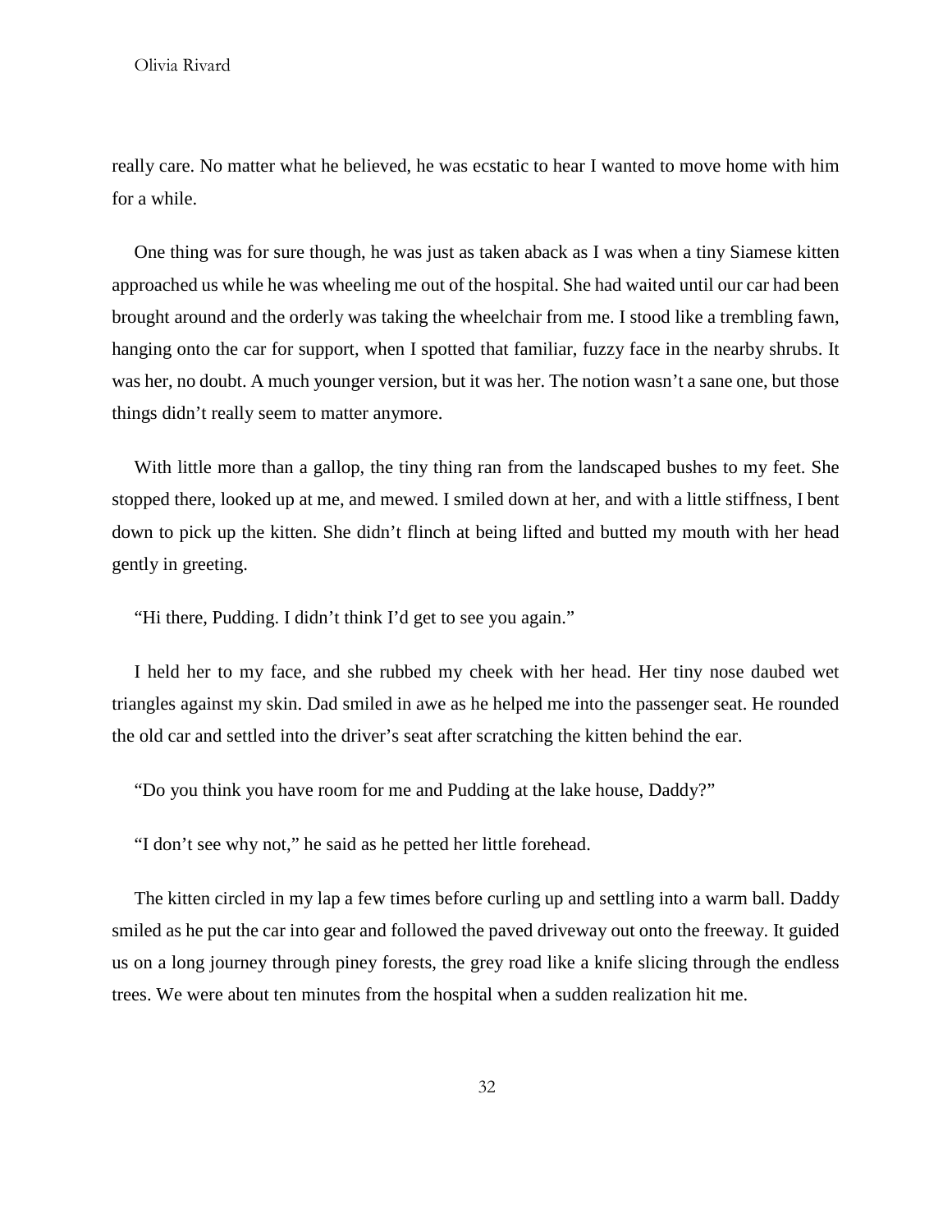really care. No matter what he believed, he was ecstatic to hear I wanted to move home with him for a while.

One thing was for sure though, he was just as taken aback as I was when a tiny Siamese kitten approached us while he was wheeling me out of the hospital. She had waited until our car had been brought around and the orderly was taking the wheelchair from me. I stood like a trembling fawn, hanging onto the car for support, when I spotted that familiar, fuzzy face in the nearby shrubs. It was her, no doubt. A much younger version, but it was her. The notion wasn't a sane one, but those things didn't really seem to matter anymore.

With little more than a gallop, the tiny thing ran from the landscaped bushes to my feet. She stopped there, looked up at me, and mewed. I smiled down at her, and with a little stiffness, I bent down to pick up the kitten. She didn't flinch at being lifted and butted my mouth with her head gently in greeting.

"Hi there, Pudding. I didn't think I'd get to see you again."

I held her to my face, and she rubbed my cheek with her head. Her tiny nose daubed wet triangles against my skin. Dad smiled in awe as he helped me into the passenger seat. He rounded the old car and settled into the driver's seat after scratching the kitten behind the ear.

"Do you think you have room for me and Pudding at the lake house, Daddy?"

"I don't see why not," he said as he petted her little forehead.

The kitten circled in my lap a few times before curling up and settling into a warm ball. Daddy smiled as he put the car into gear and followed the paved driveway out onto the freeway. It guided us on a long journey through piney forests, the grey road like a knife slicing through the endless trees. We were about ten minutes from the hospital when a sudden realization hit me.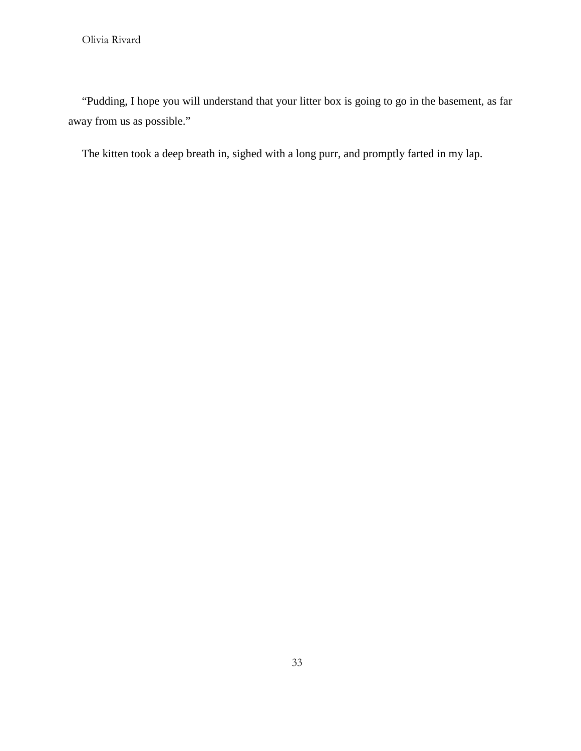"Pudding, I hope you will understand that your litter box is going to go in the basement, as far away from us as possible."

The kitten took a deep breath in, sighed with a long purr, and promptly farted in my lap.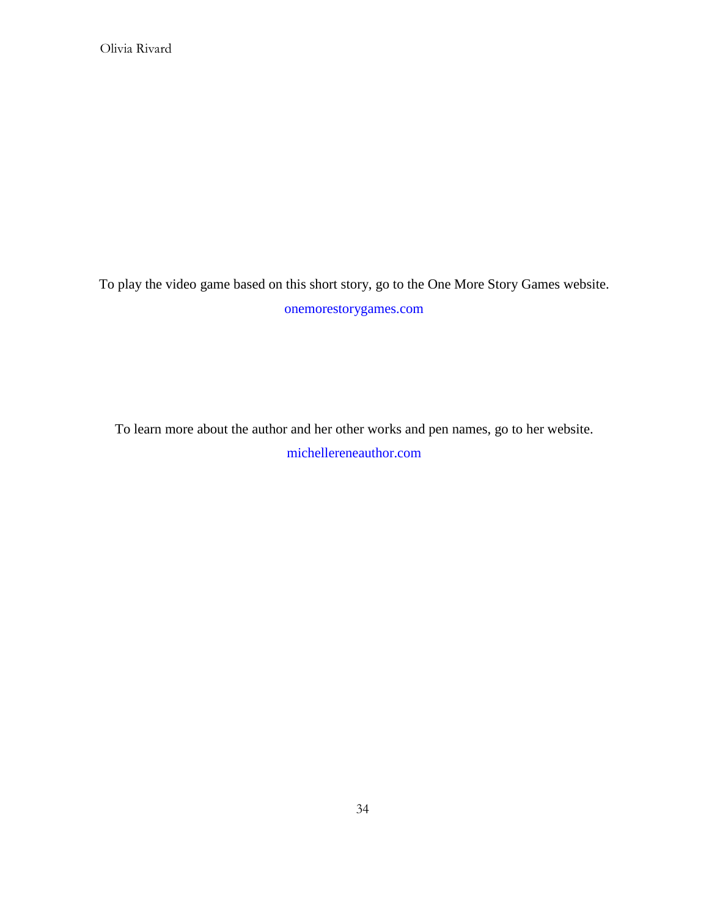To play the video game based on this short story, go to the One More Story Games website.

onemorestorygames.com

To learn more about the author and her other works and pen names, go to her website.

michellereneauthor.com